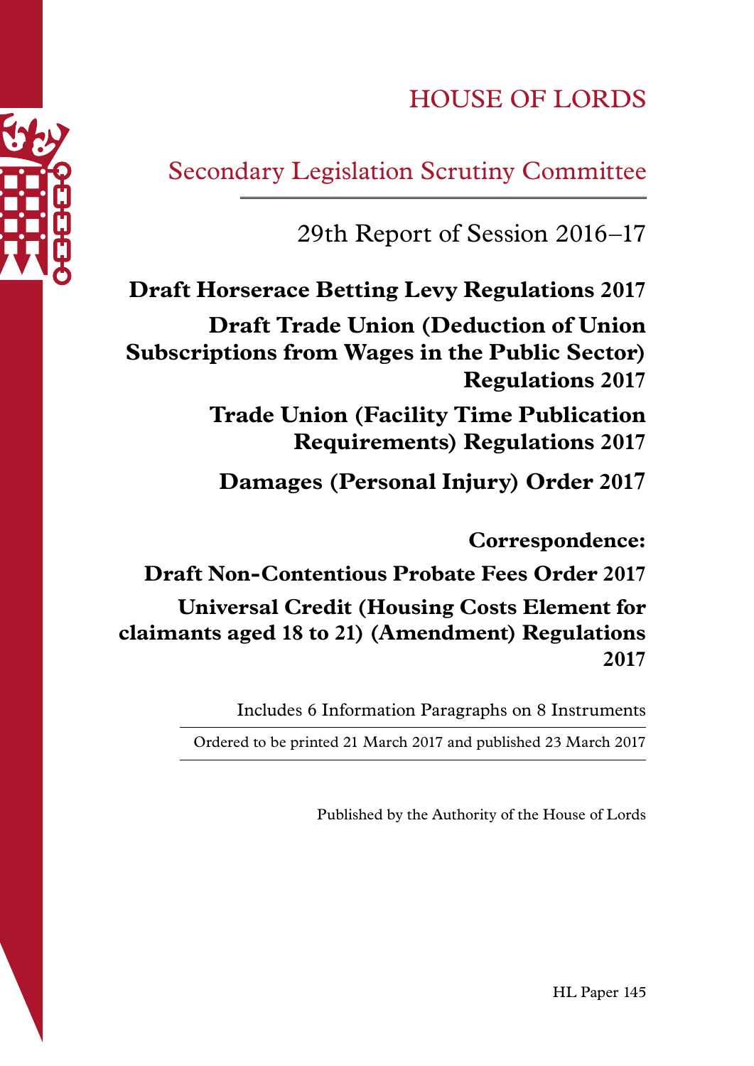# HOUSE OF LORDS

## Secondary Legislation Scrutiny Committee

29th Report of Session 2016–17

**Draft Horserace Betting Levy Regulations 2017**

**Draft Trade Union (Deduction of Union Subscriptions from Wages in the Public Sector) Regulations 2017**

**Trade Union (Facility Time Publication Requirements) Regulations 2017**

**Damages (Personal Injury) Order 2017**

**Correspondence:**

**Draft Non-Contentious Probate Fees Order 2017**

**Universal Credit (Housing Costs Element for claimants aged 18 to 21) (Amendment) Regulations 2017**

Includes 6 Information Paragraphs on 8 Instruments

Ordered to be printed 21 March 2017 and published 23 March 2017

Published by the Authority of the House of Lords

HL Paper 145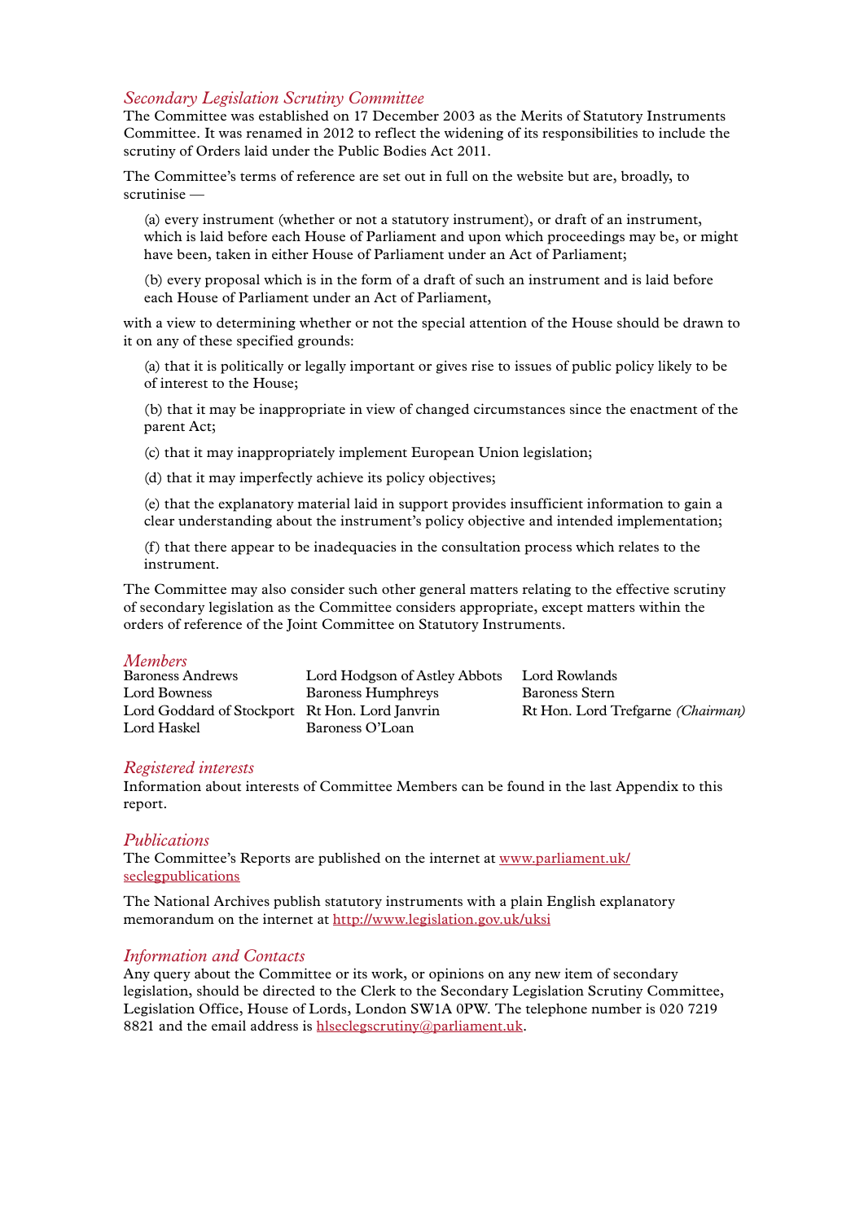## *Secondary Legislation Scrutiny Committee*

The Committee was established on 17 December 2003 as the Merits of Statutory Instruments Committee. It was renamed in 2012 to reflect the widening of its responsibilities to include the scrutiny of Orders laid under the Public Bodies Act 2011.

The Committee's terms of reference are set out in full on the website but are, broadly, to scrutinise —

(a) every instrument (whether or not a statutory instrument), or draft of an instrument, which is laid before each House of Parliament and upon which proceedings may be, or might have been, taken in either House of Parliament under an Act of Parliament;

(b) every proposal which is in the form of a draft of such an instrument and is laid before each House of Parliament under an Act of Parliament,

with a view to determining whether or not the special attention of the House should be drawn to it on any of these specified grounds:

(a) that it is politically or legally important or gives rise to issues of public policy likely to be of interest to the House;

(b) that it may be inappropriate in view of changed circumstances since the enactment of the parent Act;

(c) that it may inappropriately implement European Union legislation;

(d) that it may imperfectly achieve its policy objectives;

(e) that the explanatory material laid in support provides insufficient information to gain a clear understanding about the instrument's policy objective and intended implementation;

(f) that there appear to be inadequacies in the consultation process which relates to the instrument.

The Committee may also consider such other general matters relating to the effective scrutiny of secondary legislation as the Committee considers appropriate, except matters within the orders of reference of the Joint Committee on Statutory Instruments.

## *Members*

Baroness Andrews
Lord Bowness
Lord Goddard of Stockport
Lord Haskel
Lord Hodgson of Astley Abbots
Baroness Humphreys
Rt Hon. Lord Janvrin
Baroness O'Loan
Lord Rowlands
Baroness Stern
Rt Hon. Lord Trefgarne *(Chairman)*

## *Registered interests*

Information about interests of Committee Members can be found in the last Appendix to this report.

## *Publications*

The Committee's Reports are published on the internet at www.parliament.uk/seclegpublications

The National Archives publish statutory instruments with a plain English explanatory memorandum on the internet at http://www.legislation.gov.uk/uksi

## *Information and Contacts*

Any query about the Committee or its work, or opinions on any new item of secondary legislation, should be directed to the Clerk to the Secondary Legislation Scrutiny Committee, Legislation Office, House of Lords, London SW1A 0PW. The telephone number is 020 7219 8821 and the email address is hlseclegscrutiny@parliament.uk.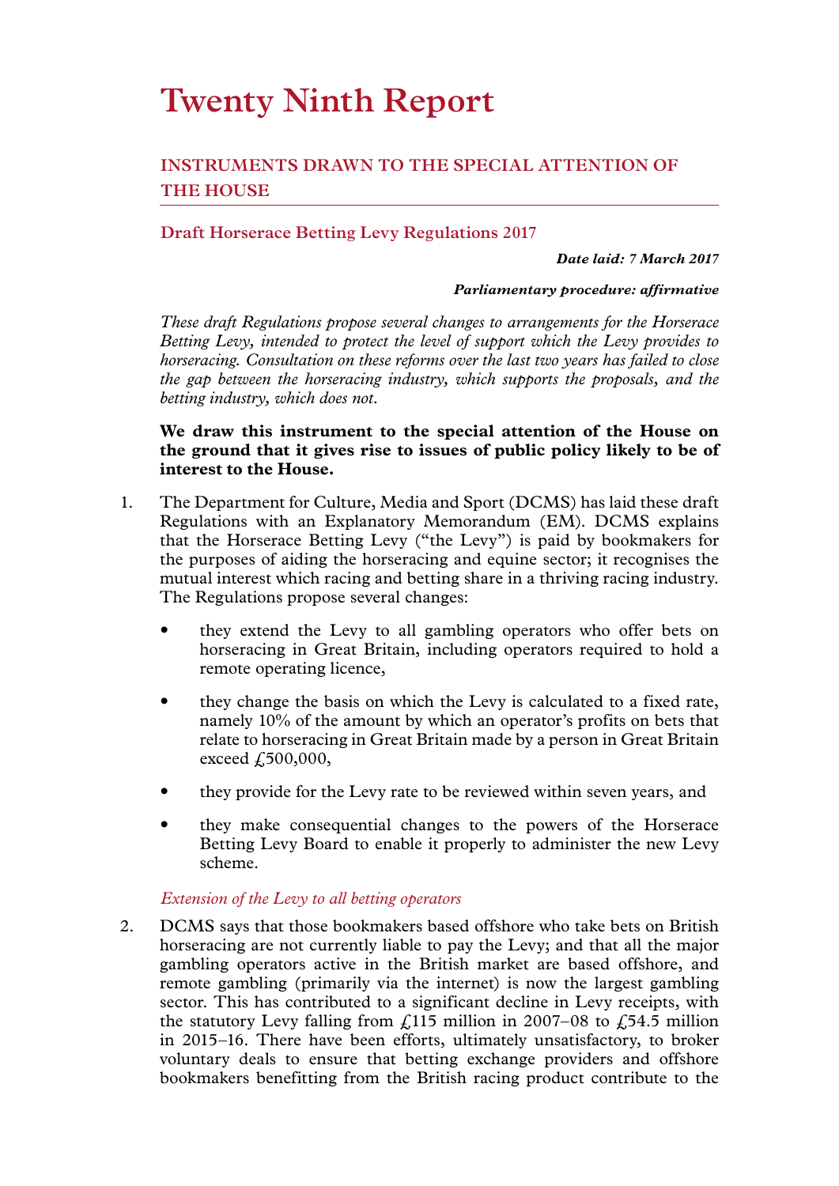# Twenty Ninth Report

## INSTRUMENTS DRAWN TO THE SPECIAL ATTENTION OF THE HOUSE

### Draft Horserace Betting Levy Regulations 2017

***Date laid: 7 March 2017***

***Parliamentary procedure: affirmative***

*These draft Regulations propose several changes to arrangements for the Horserace Betting Levy, intended to protect the level of support which the Levy provides to horseracing. Consultation on these reforms over the last two years has failed to close the gap between the horseracing industry, which supports the proposals, and the betting industry, which does not.*

**We draw this instrument to the special attention of the House on the ground that it gives rise to issues of public policy likely to be of interest to the House.**

1. The Department for Culture, Media and Sport (DCMS) has laid these draft Regulations with an Explanatory Memorandum (EM). DCMS explains that the Horserace Betting Levy ("the Levy") is paid by bookmakers for the purposes of aiding the horseracing and equine sector; it recognises the mutual interest which racing and betting share in a thriving racing industry. The Regulations propose several changes:

    - they extend the Levy to all gambling operators who offer bets on horseracing in Great Britain, including operators required to hold a remote operating licence,
    - they change the basis on which the Levy is calculated to a fixed rate, namely 10% of the amount by which an operator's profits on bets that relate to horseracing in Great Britain made by a person in Great Britain exceed £500,000,
    - they provide for the Levy rate to be reviewed within seven years, and
    - they make consequential changes to the powers of the Horserace Betting Levy Board to enable it properly to administer the new Levy scheme.

*Extension of the Levy to all betting operators*

2. DCMS says that those bookmakers based offshore who take bets on British horseracing are not currently liable to pay the Levy; and that all the major gambling operators active in the British market are based offshore, and remote gambling (primarily via the internet) is now the largest gambling sector. This has contributed to a significant decline in Levy receipts, with the statutory Levy falling from £115 million in 2007–08 to £54.5 million in 2015–16. There have been efforts, ultimately unsatisfactory, to broker voluntary deals to ensure that betting exchange providers and offshore bookmakers benefitting from the British racing product contribute to the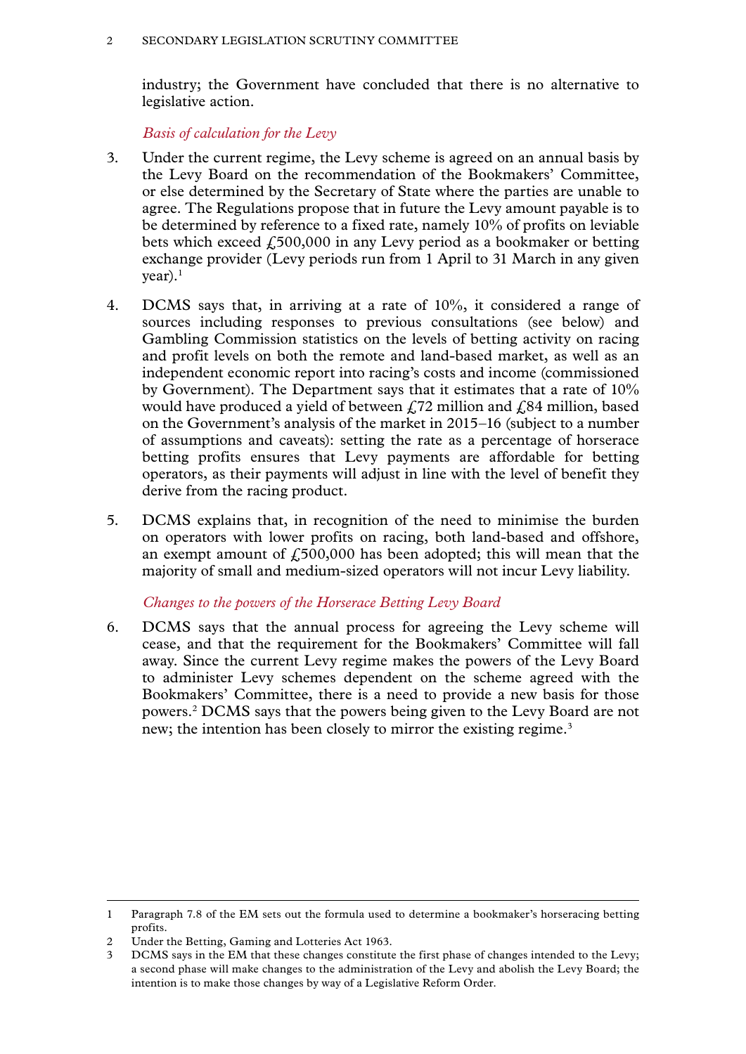industry; the Government have concluded that there is no alternative to legislative action.

### *Basis of calculation for the Levy*

3. Under the current regime, the Levy scheme is agreed on an annual basis by the Levy Board on the recommendation of the Bookmakers' Committee, or else determined by the Secretary of State where the parties are unable to agree. The Regulations propose that in future the Levy amount payable is to be determined by reference to a fixed rate, namely 10% of profits on leviable bets which exceed £500,000 in any Levy period as a bookmaker or betting exchange provider (Levy periods run from 1 April to 31 March in any given year).[1]

4. DCMS says that, in arriving at a rate of 10%, it considered a range of sources including responses to previous consultations (see below) and Gambling Commission statistics on the levels of betting activity on racing and profit levels on both the remote and land-based market, as well as an independent economic report into racing's costs and income (commissioned by Government). The Department says that it estimates that a rate of 10% would have produced a yield of between £72 million and £84 million, based on the Government's analysis of the market in 2015–16 (subject to a number of assumptions and caveats): setting the rate as a percentage of horserace betting profits ensures that Levy payments are affordable for betting operators, as their payments will adjust in line with the level of benefit they derive from the racing product.

5. DCMS explains that, in recognition of the need to minimise the burden on operators with lower profits on racing, both land-based and offshore, an exempt amount of £500,000 has been adopted; this will mean that the majority of small and medium-sized operators will not incur Levy liability.

### *Changes to the powers of the Horserace Betting Levy Board*

6. DCMS says that the annual process for agreeing the Levy scheme will cease, and that the requirement for the Bookmakers' Committee will fall away. Since the current Levy regime makes the powers of the Levy Board to administer Levy schemes dependent on the scheme agreed with the Bookmakers' Committee, there is a need to provide a new basis for those powers.[2] DCMS says that the powers being given to the Levy Board are not new; the intention has been closely to mirror the existing regime.[3]

---

1 Paragraph 7.8 of the EM sets out the formula used to determine a bookmaker's horseracing betting profits.

2 Under the Betting, Gaming and Lotteries Act 1963.

3 DCMS says in the EM that these changes constitute the first phase of changes intended to the Levy; a second phase will make changes to the administration of the Levy and abolish the Levy Board; the intention is to make those changes by way of a Legislative Reform Order.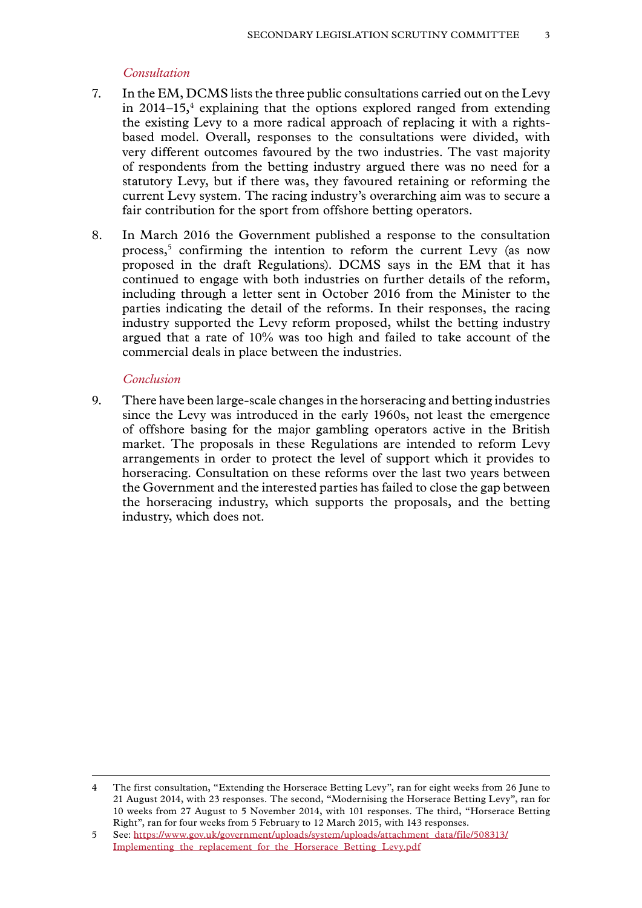*Consultation*

7. In the EM, DCMS lists the three public consultations carried out on the Levy in 2014–15,[4] explaining that the options explored ranged from extending the existing Levy to a more radical approach of replacing it with a rights-based model. Overall, responses to the consultations were divided, with very different outcomes favoured by the two industries. The vast majority of respondents from the betting industry argued there was no need for a statutory Levy, but if there was, they favoured retaining or reforming the current Levy system. The racing industry's overarching aim was to secure a fair contribution for the sport from offshore betting operators.

8. In March 2016 the Government published a response to the consultation process,[5] confirming the intention to reform the current Levy (as now proposed in the draft Regulations). DCMS says in the EM that it has continued to engage with both industries on further details of the reform, including through a letter sent in October 2016 from the Minister to the parties indicating the detail of the reforms. In their responses, the racing industry supported the Levy reform proposed, whilst the betting industry argued that a rate of 10% was too high and failed to take account of the commercial deals in place between the industries.

*Conclusion*

9. There have been large-scale changes in the horseracing and betting industries since the Levy was introduced in the early 1960s, not least the emergence of offshore basing for the major gambling operators active in the British market. The proposals in these Regulations are intended to reform Levy arrangements in order to protect the level of support which it provides to horseracing. Consultation on these reforms over the last two years between the Government and the interested parties has failed to close the gap between the horseracing industry, which supports the proposals, and the betting industry, which does not.

---

4 The first consultation, "Extending the Horserace Betting Levy", ran for eight weeks from 26 June to 21 August 2014, with 23 responses. The second, "Modernising the Horserace Betting Levy", ran for 10 weeks from 27 August to 5 November 2014, with 101 responses. The third, "Horserace Betting Right", ran for four weeks from 5 February to 12 March 2015, with 143 responses.

5 See: [https://www.gov.uk/government/uploads/system/uploads/attachment_data/file/508313/Implementing_the_replacement_for_the_Horserace_Betting_Levy.pdf](https://www.gov.uk/government/uploads/system/uploads/attachment_data/file/508313/Implementing_the_replacement_for_the_Horserace_Betting_Levy.pdf)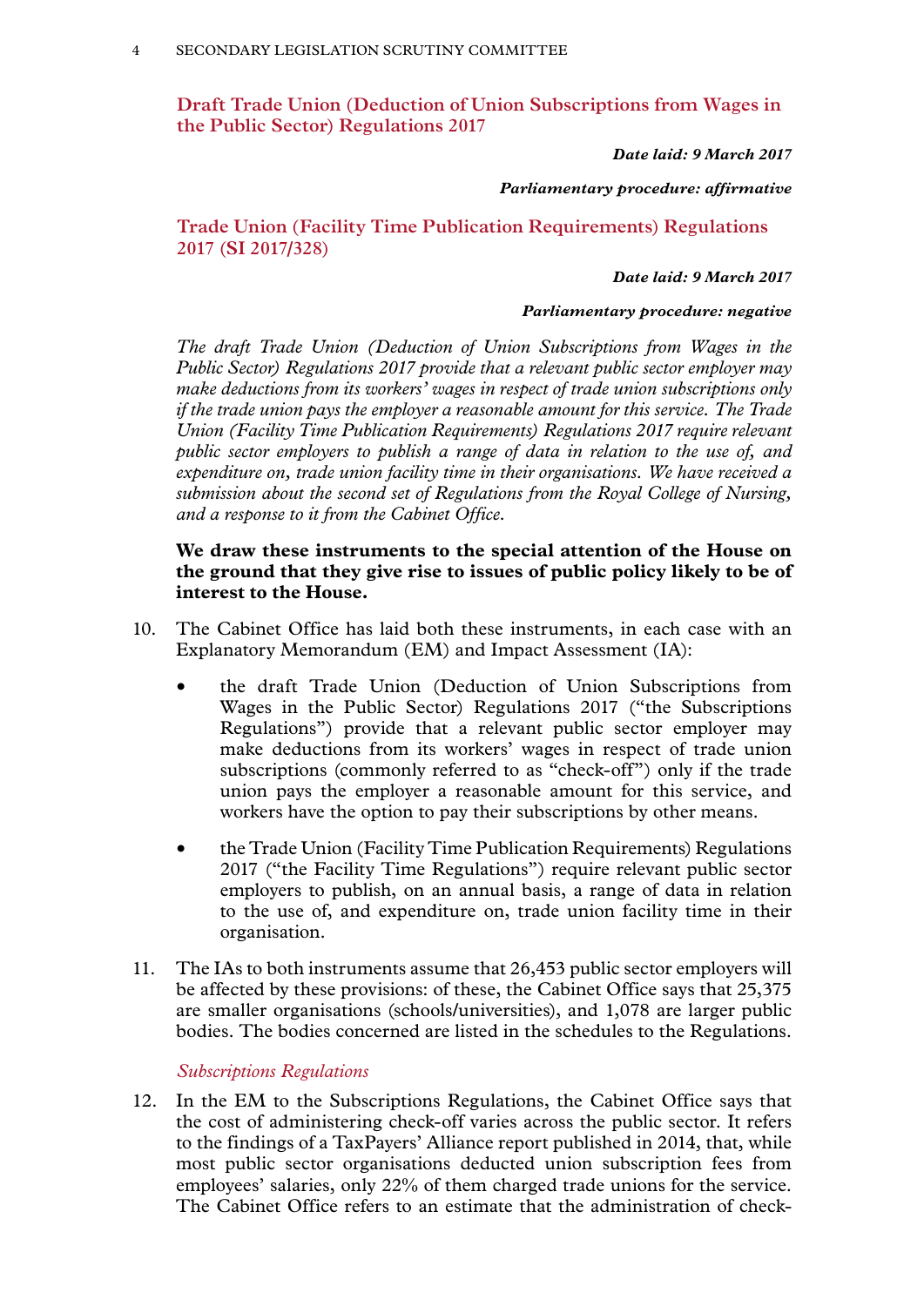## Draft Trade Union (Deduction of Union Subscriptions from Wages in the Public Sector) Regulations 2017

***Date laid: 9 March 2017***

***Parliamentary procedure: affirmative***

## Trade Union (Facility Time Publication Requirements) Regulations 2017 (SI 2017/328)

***Date laid: 9 March 2017***

***Parliamentary procedure: negative***

*The draft Trade Union (Deduction of Union Subscriptions from Wages in the Public Sector) Regulations 2017 provide that a relevant public sector employer may make deductions from its workers' wages in respect of trade union subscriptions only if the trade union pays the employer a reasonable amount for this service. The Trade Union (Facility Time Publication Requirements) Regulations 2017 require relevant public sector employers to publish a range of data in relation to the use of, and expenditure on, trade union facility time in their organisations. We have received a submission about the second set of Regulations from the Royal College of Nursing, and a response to it from the Cabinet Office.*

**We draw these instruments to the special attention of the House on the ground that they give rise to issues of public policy likely to be of interest to the House.**

10. The Cabinet Office has laid both these instruments, in each case with an Explanatory Memorandum (EM) and Impact Assessment (IA):

    - the draft Trade Union (Deduction of Union Subscriptions from Wages in the Public Sector) Regulations 2017 ("the Subscriptions Regulations") provide that a relevant public sector employer may make deductions from its workers' wages in respect of trade union subscriptions (commonly referred to as "check-off") only if the trade union pays the employer a reasonable amount for this service, and workers have the option to pay their subscriptions by other means.
    - the Trade Union (Facility Time Publication Requirements) Regulations 2017 ("the Facility Time Regulations") require relevant public sector employers to publish, on an annual basis, a range of data in relation to the use of, and expenditure on, trade union facility time in their organisation.

11. The IAs to both instruments assume that 26,453 public sector employers will be affected by these provisions: of these, the Cabinet Office says that 25,375 are smaller organisations (schools/universities), and 1,078 are larger public bodies. The bodies concerned are listed in the schedules to the Regulations.

*Subscriptions Regulations*

12. In the EM to the Subscriptions Regulations, the Cabinet Office says that the cost of administering check-off varies across the public sector. It refers to the findings of a TaxPayers' Alliance report published in 2014, that, while most public sector organisations deducted union subscription fees from employees' salaries, only 22% of them charged trade unions for the service. The Cabinet Office refers to an estimate that the administration of check-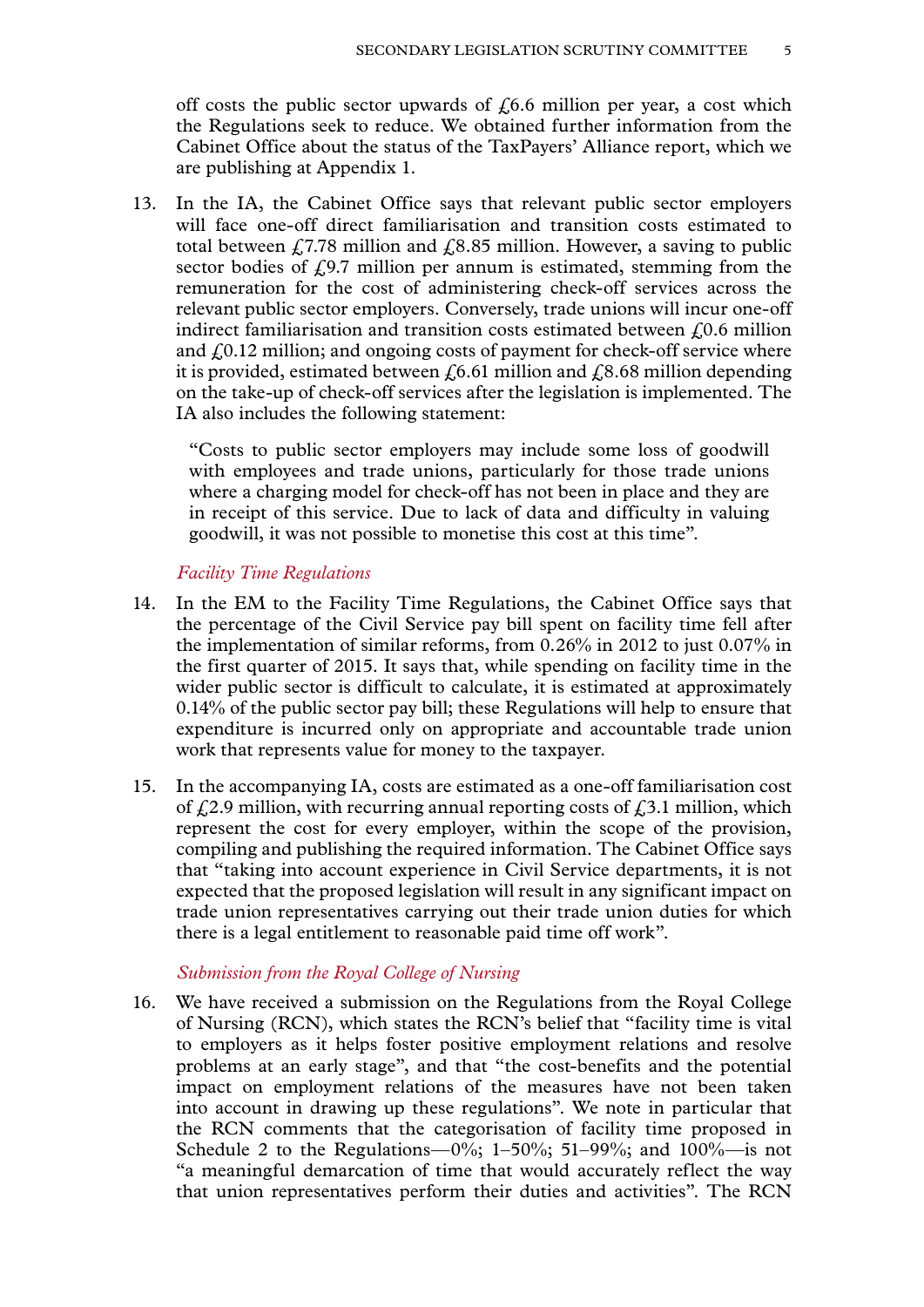off costs the public sector upwards of £6.6 million per year, a cost which the Regulations seek to reduce. We obtained further information from the Cabinet Office about the status of the TaxPayers' Alliance report, which we are publishing at Appendix 1.

13. In the IA, the Cabinet Office says that relevant public sector employers will face one-off direct familiarisation and transition costs estimated to total between £7.78 million and £8.85 million. However, a saving to public sector bodies of £9.7 million per annum is estimated, stemming from the remuneration for the cost of administering check-off services across the relevant public sector employers. Conversely, trade unions will incur one-off indirect familiarisation and transition costs estimated between £0.6 million and £0.12 million; and ongoing costs of payment for check-off service where it is provided, estimated between £6.61 million and £8.68 million depending on the take-up of check-off services after the legislation is implemented. The IA also includes the following statement:

> "Costs to public sector employers may include some loss of goodwill with employees and trade unions, particularly for those trade unions where a charging model for check-off has not been in place and they are in receipt of this service. Due to lack of data and difficulty in valuing goodwill, it was not possible to monetise this cost at this time".

*Facility Time Regulations*

14. In the EM to the Facility Time Regulations, the Cabinet Office says that the percentage of the Civil Service pay bill spent on facility time fell after the implementation of similar reforms, from 0.26% in 2012 to just 0.07% in the first quarter of 2015. It says that, while spending on facility time in the wider public sector is difficult to calculate, it is estimated at approximately 0.14% of the public sector pay bill; these Regulations will help to ensure that expenditure is incurred only on appropriate and accountable trade union work that represents value for money to the taxpayer.

15. In the accompanying IA, costs are estimated as a one-off familiarisation cost of £2.9 million, with recurring annual reporting costs of £3.1 million, which represent the cost for every employer, within the scope of the provision, compiling and publishing the required information. The Cabinet Office says that "taking into account experience in Civil Service departments, it is not expected that the proposed legislation will result in any significant impact on trade union representatives carrying out their trade union duties for which there is a legal entitlement to reasonable paid time off work".

*Submission from the Royal College of Nursing*

16. We have received a submission on the Regulations from the Royal College of Nursing (RCN), which states the RCN's belief that "facility time is vital to employers as it helps foster positive employment relations and resolve problems at an early stage", and that "the cost-benefits and the potential impact on employment relations of the measures have not been taken into account in drawing up these regulations". We note in particular that the RCN comments that the categorisation of facility time proposed in Schedule 2 to the Regulations—0%; 1–50%; 51–99%; and 100%—is not "a meaningful demarcation of time that would accurately reflect the way that union representatives perform their duties and activities". The RCN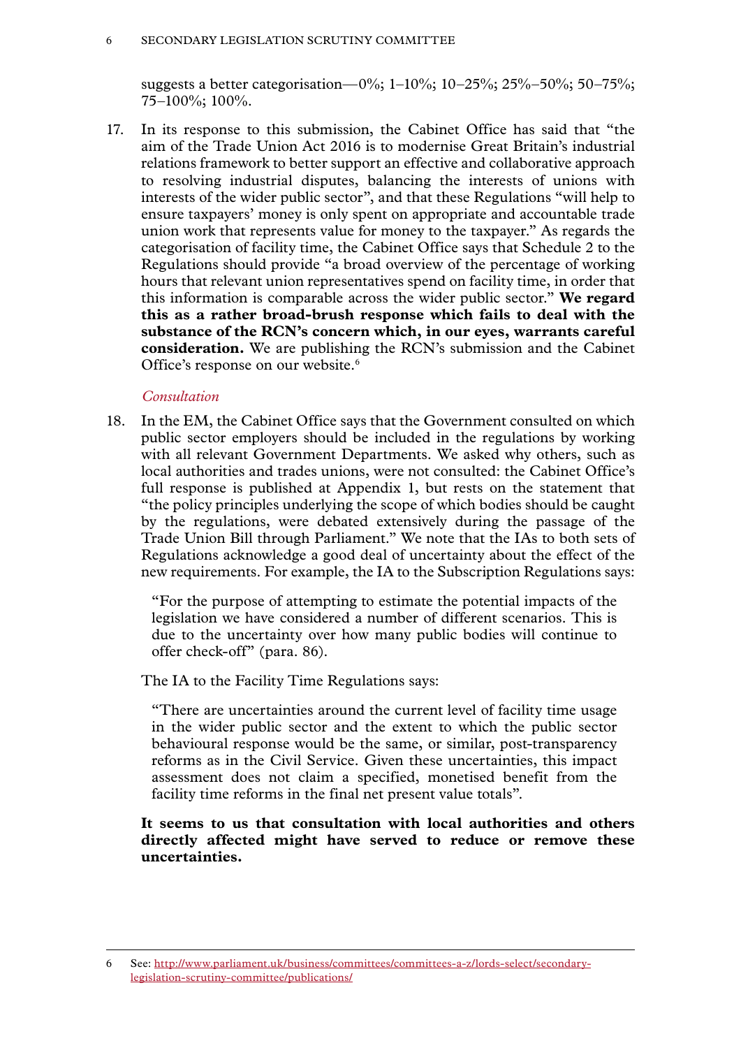suggests a better categorisation—0%; 1–10%; 10–25%; 25%–50%; 50–75%; 75–100%; 100%.

17. In its response to this submission, the Cabinet Office has said that "the aim of the Trade Union Act 2016 is to modernise Great Britain's industrial relations framework to better support an effective and collaborative approach to resolving industrial disputes, balancing the interests of unions with interests of the wider public sector", and that these Regulations "will help to ensure taxpayers' money is only spent on appropriate and accountable trade union work that represents value for money to the taxpayer." As regards the categorisation of facility time, the Cabinet Office says that Schedule 2 to the Regulations should provide "a broad overview of the percentage of working hours that relevant union representatives spend on facility time, in order that this information is comparable across the wider public sector." **We regard this as a rather broad-brush response which fails to deal with the substance of the RCN's concern which, in our eyes, warrants careful consideration.** We are publishing the RCN's submission and the Cabinet Office's response on our website.[6]

*Consultation*

18. In the EM, the Cabinet Office says that the Government consulted on which public sector employers should be included in the regulations by working with all relevant Government Departments. We asked why others, such as local authorities and trades unions, were not consulted: the Cabinet Office's full response is published at Appendix 1, but rests on the statement that "the policy principles underlying the scope of which bodies should be caught by the regulations, were debated extensively during the passage of the Trade Union Bill through Parliament." We note that the IAs to both sets of Regulations acknowledge a good deal of uncertainty about the effect of the new requirements. For example, the IA to the Subscription Regulations says:

> "For the purpose of attempting to estimate the potential impacts of the legislation we have considered a number of different scenarios. This is due to the uncertainty over how many public bodies will continue to offer check-off" (para. 86).

The IA to the Facility Time Regulations says:

> "There are uncertainties around the current level of facility time usage in the wider public sector and the extent to which the public sector behavioural response would be the same, or similar, post-transparency reforms as in the Civil Service. Given these uncertainties, this impact assessment does not claim a specified, monetised benefit from the facility time reforms in the final net present value totals".

**It seems to us that consultation with local authorities and others directly affected might have served to reduce or remove these uncertainties.**

---

6 See: http://www.parliament.uk/business/committees/committees-a-z/lords-select/secondary-legislation-scrutiny-committee/publications/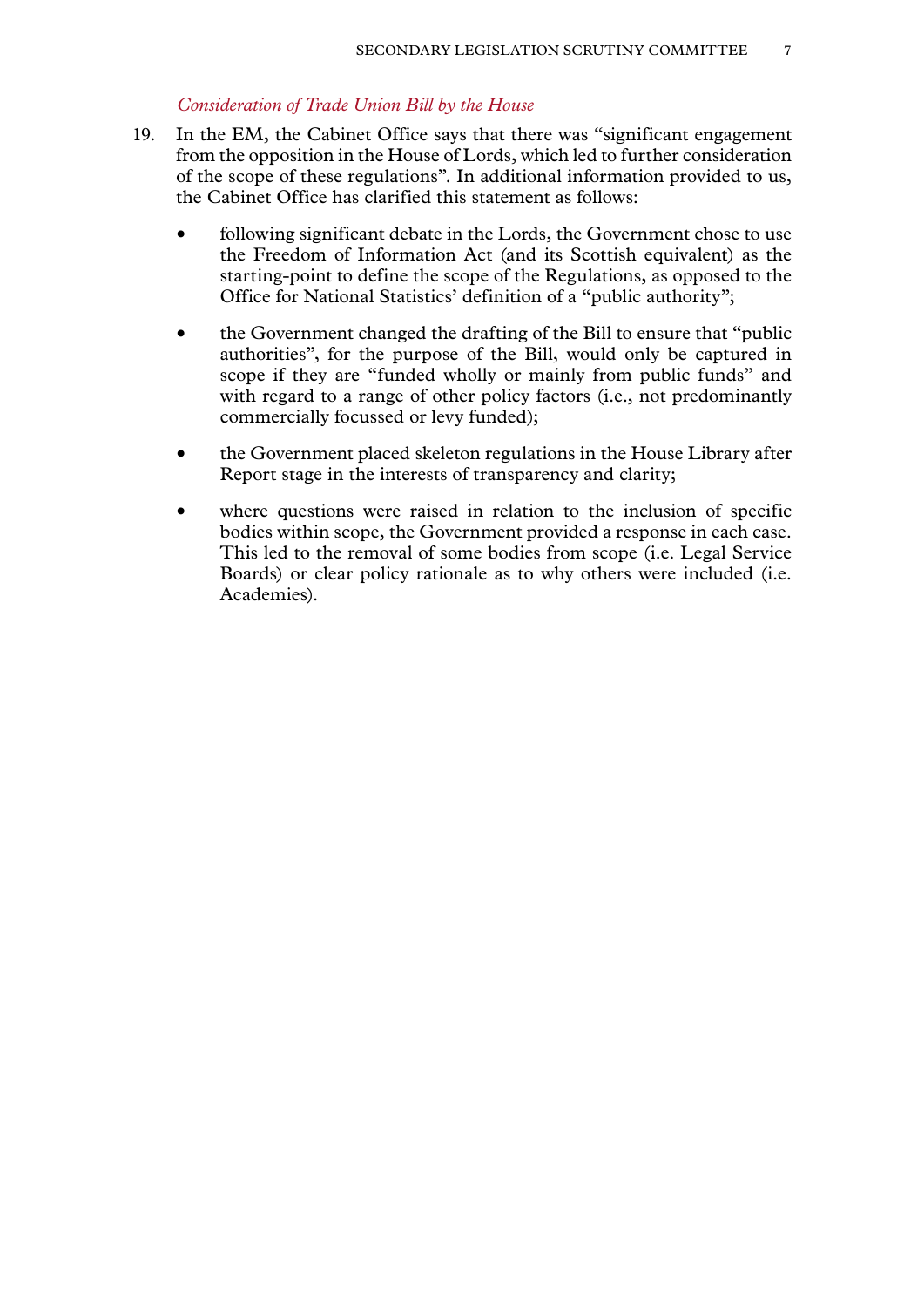*Consideration of Trade Union Bill by the House*

19. In the EM, the Cabinet Office says that there was "significant engagement from the opposition in the House of Lords, which led to further consideration of the scope of these regulations". In additional information provided to us, the Cabinet Office has clarified this statement as follows:

    - following significant debate in the Lords, the Government chose to use the Freedom of Information Act (and its Scottish equivalent) as the starting-point to define the scope of the Regulations, as opposed to the Office for National Statistics' definition of a "public authority";
    - the Government changed the drafting of the Bill to ensure that "public authorities", for the purpose of the Bill, would only be captured in scope if they are "funded wholly or mainly from public funds" and with regard to a range of other policy factors (i.e., not predominantly commercially focussed or levy funded);
    - the Government placed skeleton regulations in the House Library after Report stage in the interests of transparency and clarity;
    - where questions were raised in relation to the inclusion of specific bodies within scope, the Government provided a response in each case. This led to the removal of some bodies from scope (i.e. Legal Service Boards) or clear policy rationale as to why others were included (i.e. Academies).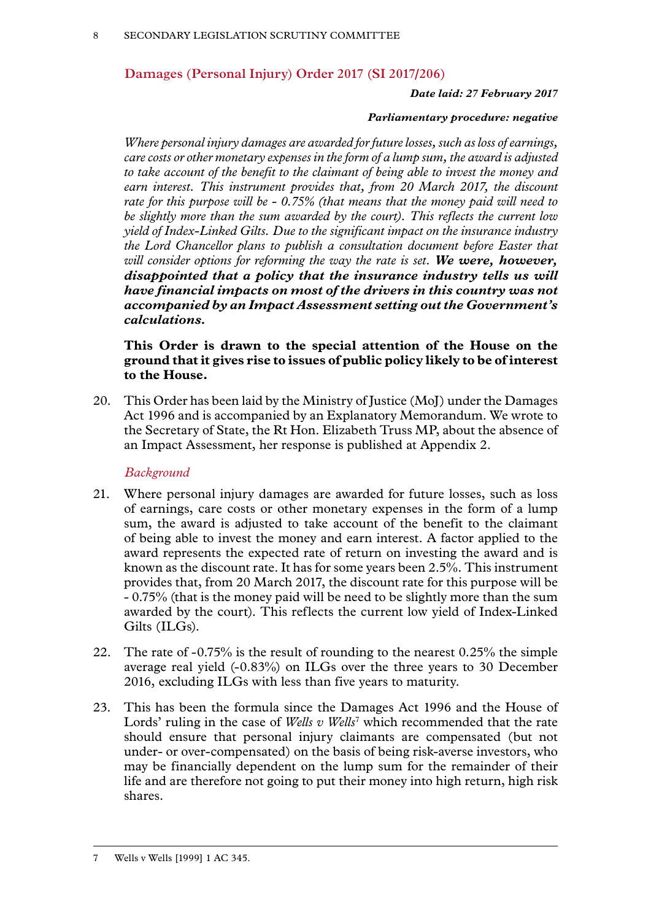## Damages (Personal Injury) Order 2017 (SI 2017/206)

***Date laid: 27 February 2017***

***Parliamentary procedure: negative***

*Where personal injury damages are awarded for future losses, such as loss of earnings, care costs or other monetary expenses in the form of a lump sum, the award is adjusted to take account of the benefit to the claimant of being able to invest the money and earn interest. This instrument provides that, from 20 March 2017, the discount rate for this purpose will be - 0.75% (that means that the money paid will need to be slightly more than the sum awarded by the court). This reflects the current low yield of Index-Linked Gilts. Due to the significant impact on the insurance industry the Lord Chancellor plans to publish a consultation document before Easter that will consider options for reforming the way the rate is set.* ***We were, however, disappointed that a policy that the insurance industry tells us will have financial impacts on most of the drivers in this country was not accompanied by an Impact Assessment setting out the Government's calculations.***

**This Order is drawn to the special attention of the House on the ground that it gives rise to issues of public policy likely to be of interest to the House.**

20. This Order has been laid by the Ministry of Justice (MoJ) under the Damages Act 1996 and is accompanied by an Explanatory Memorandum. We wrote to the Secretary of State, the Rt Hon. Elizabeth Truss MP, about the absence of an Impact Assessment, her response is published at Appendix 2.

*Background*

21. Where personal injury damages are awarded for future losses, such as loss of earnings, care costs or other monetary expenses in the form of a lump sum, the award is adjusted to take account of the benefit to the claimant of being able to invest the money and earn interest. A factor applied to the award represents the expected rate of return on investing the award and is known as the discount rate. It has for some years been 2.5%. This instrument provides that, from 20 March 2017, the discount rate for this purpose will be - 0.75% (that is the money paid will be need to be slightly more than the sum awarded by the court). This reflects the current low yield of Index-Linked Gilts (ILGs).

22. The rate of -0.75% is the result of rounding to the nearest 0.25% the simple average real yield (-0.83%) on ILGs over the three years to 30 December 2016, excluding ILGs with less than five years to maturity.

23. This has been the formula since the Damages Act 1996 and the House of Lords' ruling in the case of *Wells v Wells*[7] which recommended that the rate should ensure that personal injury claimants are compensated (but not under- or over-compensated) on the basis of being risk-averse investors, who may be financially dependent on the lump sum for the remainder of their life and are therefore not going to put their money into high return, high risk shares.

7 Wells v Wells [1999] 1 AC 345.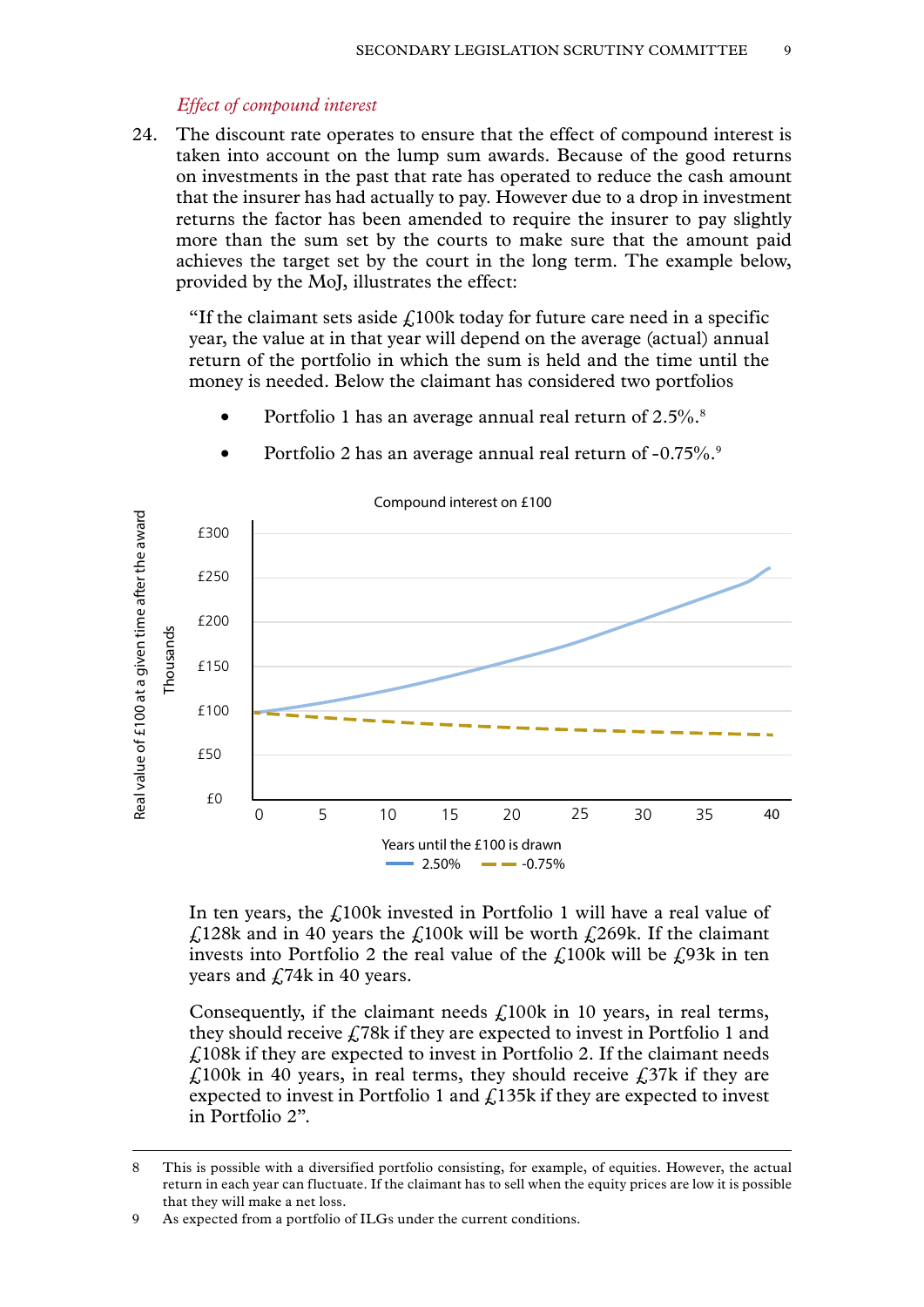*Effect of compound interest*

24. The discount rate operates to ensure that the effect of compound interest is taken into account on the lump sum awards. Because of the good returns on investments in the past that rate has operated to reduce the cash amount that the insurer has had actually to pay. However due to a drop in investment returns the factor has been amended to require the insurer to pay slightly more than the sum set by the courts to make sure that the amount paid achieves the target set by the court in the long term. The example below, provided by the MoJ, illustrates the effect:

> "If the claimant sets aside £100k today for future care need in a specific year, the value at in that year will depend on the average (actual) annual return of the portfolio in which the sum is held and the time until the money is needed. Below the claimant has considered two portfolios
>
> - Portfolio 1 has an average annual real return of 2.5%.[8]
> - Portfolio 2 has an average annual real return of -0.75%.[9]
>
> In ten years, the £100k invested in Portfolio 1 will have a real value of £128k and in 40 years the £100k will be worth £269k. If the claimant invests into Portfolio 2 the real value of the £100k will be £93k in ten years and £74k in 40 years.
>
> Consequently, if the claimant needs £100k in 10 years, in real terms, they should receive £78k if they are expected to invest in Portfolio 1 and £108k if they are expected to invest in Portfolio 2. If the claimant needs £100k in 40 years, in real terms, they should receive £37k if they are expected to invest in Portfolio 1 and £135k if they are expected to invest in Portfolio 2".

8 This is possible with a diversified portfolio consisting, for example, of equities. However, the actual return in each year can fluctuate. If the claimant has to sell when the equity prices are low it is possible that they will make a net loss.

9 As expected from a portfolio of ILGs under the current conditions.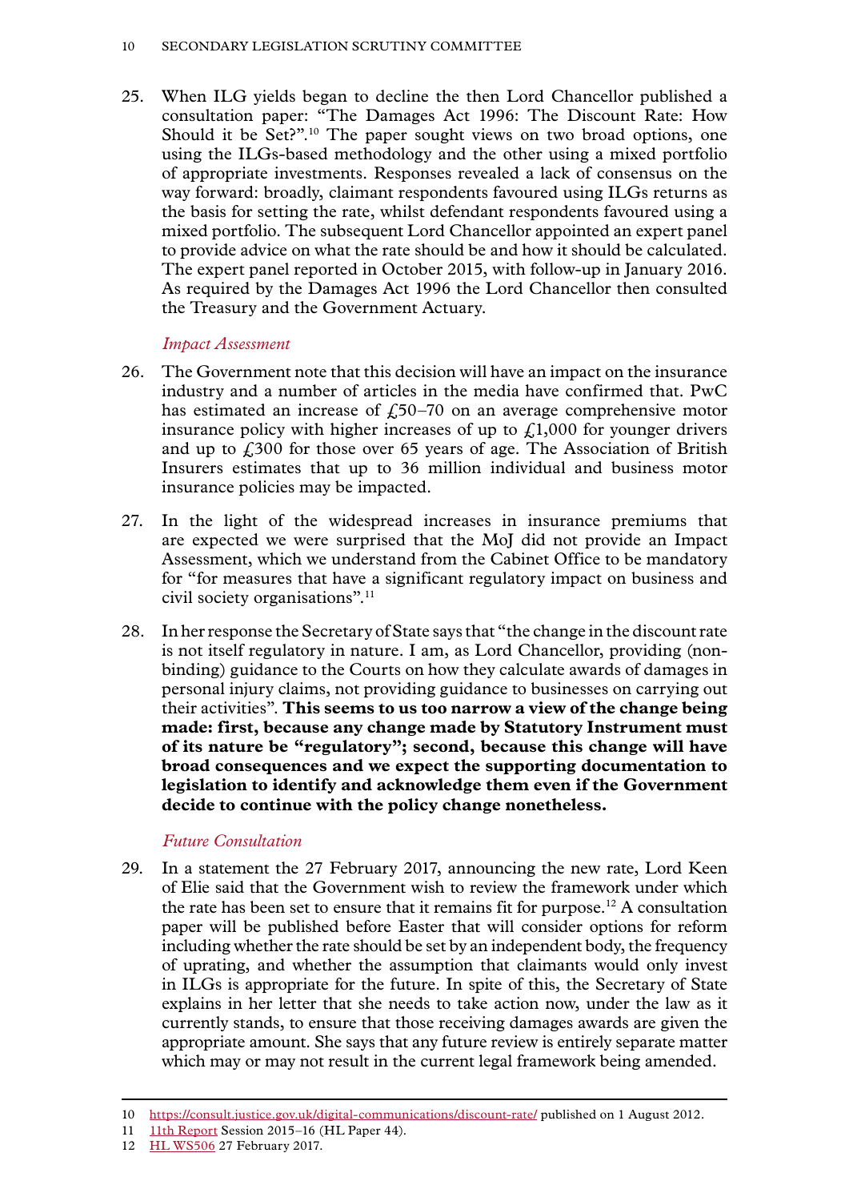25. When ILG yields began to decline the then Lord Chancellor published a consultation paper: "The Damages Act 1996: The Discount Rate: How Should it be Set?".[10] The paper sought views on two broad options, one using the ILGs-based methodology and the other using a mixed portfolio of appropriate investments. Responses revealed a lack of consensus on the way forward: broadly, claimant respondents favoured using ILGs returns as the basis for setting the rate, whilst defendant respondents favoured using a mixed portfolio. The subsequent Lord Chancellor appointed an expert panel to provide advice on what the rate should be and how it should be calculated. The expert panel reported in October 2015, with follow-up in January 2016. As required by the Damages Act 1996 the Lord Chancellor then consulted the Treasury and the Government Actuary.

*Impact Assessment*

26. The Government note that this decision will have an impact on the insurance industry and a number of articles in the media have confirmed that. PwC has estimated an increase of £50–70 on an average comprehensive motor insurance policy with higher increases of up to £1,000 for younger drivers and up to £300 for those over 65 years of age. The Association of British Insurers estimates that up to 36 million individual and business motor insurance policies may be impacted.

27. In the light of the widespread increases in insurance premiums that are expected we were surprised that the MoJ did not provide an Impact Assessment, which we understand from the Cabinet Office to be mandatory for "for measures that have a significant regulatory impact on business and civil society organisations".[11]

28. In her response the Secretary of State says that "the change in the discount rate is not itself regulatory in nature. I am, as Lord Chancellor, providing (non-binding) guidance to the Courts on how they calculate awards of damages in personal injury claims, not providing guidance to businesses on carrying out their activities". **This seems to us too narrow a view of the change being made: first, because any change made by Statutory Instrument must of its nature be "regulatory"; second, because this change will have broad consequences and we expect the supporting documentation to legislation to identify and acknowledge them even if the Government decide to continue with the policy change nonetheless.**

*Future Consultation*

29. In a statement the 27 February 2017, announcing the new rate, Lord Keen of Elie said that the Government wish to review the framework under which the rate has been set to ensure that it remains fit for purpose.[12] A consultation paper will be published before Easter that will consider options for reform including whether the rate should be set by an independent body, the frequency of uprating, and whether the assumption that claimants would only invest in ILGs is appropriate for the future. In spite of this, the Secretary of State explains in her letter that she needs to take action now, under the law as it currently stands, to ensure that those receiving damages awards are given the appropriate amount. She says that any future review is entirely separate matter which may or may not result in the current legal framework being amended.

---

10 https://consult.justice.gov.uk/digital-communications/discount-rate/ published on 1 August 2012.

11 11th Report Session 2015–16 (HL Paper 44).

12 HL WS506 27 February 2017.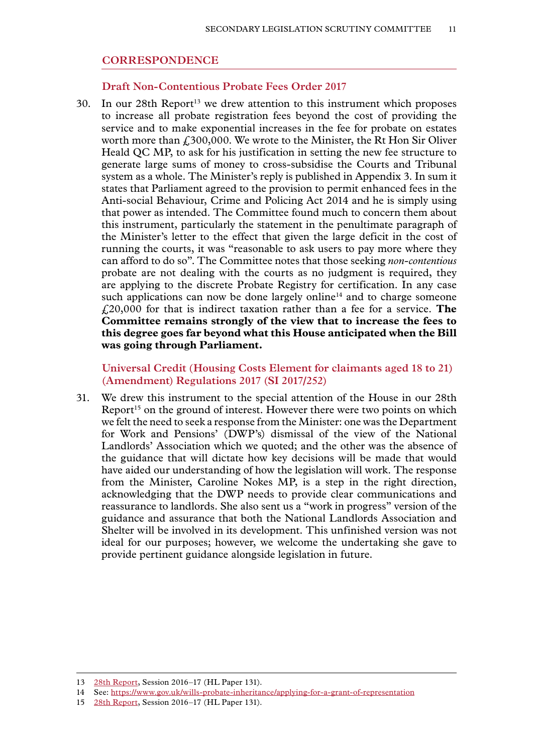## CORRESPONDENCE

### Draft Non-Contentious Probate Fees Order 2017

30. In our 28th Report[13] we drew attention to this instrument which proposes to increase all probate registration fees beyond the cost of providing the service and to make exponential increases in the fee for probate on estates worth more than £300,000. We wrote to the Minister, the Rt Hon Sir Oliver Heald QC MP, to ask for his justification in setting the new fee structure to generate large sums of money to cross-subsidise the Courts and Tribunal system as a whole. The Minister's reply is published in Appendix 3. In sum it states that Parliament agreed to the provision to permit enhanced fees in the Anti-social Behaviour, Crime and Policing Act 2014 and he is simply using that power as intended. The Committee found much to concern them about this instrument, particularly the statement in the penultimate paragraph of the Minister's letter to the effect that given the large deficit in the cost of running the courts, it was "reasonable to ask users to pay more where they can afford to do so". The Committee notes that those seeking *non-contentious* probate are not dealing with the courts as no judgment is required, they are applying to the discrete Probate Registry for certification. In any case such applications can now be done largely online[14] and to charge someone £20,000 for that is indirect taxation rather than a fee for a service. **The Committee remains strongly of the view that to increase the fees to this degree goes far beyond what this House anticipated when the Bill was going through Parliament.**

### Universal Credit (Housing Costs Element for claimants aged 18 to 21) (Amendment) Regulations 2017 (SI 2017/252)

31. We drew this instrument to the special attention of the House in our 28th Report[15] on the ground of interest. However there were two points on which we felt the need to seek a response from the Minister: one was the Department for Work and Pensions' (DWP's) dismissal of the view of the National Landlords' Association which we quoted; and the other was the absence of the guidance that will dictate how key decisions will be made that would have aided our understanding of how the legislation will work. The response from the Minister, Caroline Nokes MP, is a step in the right direction, acknowledging that the DWP needs to provide clear communications and reassurance to landlords. She also sent us a "work in progress" version of the guidance and assurance that both the National Landlords Association and Shelter will be involved in its development. This unfinished version was not ideal for our purposes; however, we welcome the undertaking she gave to provide pertinent guidance alongside legislation in future.

---

13 28th Report, Session 2016–17 (HL Paper 131).

14 See: https://www.gov.uk/wills-probate-inheritance/applying-for-a-grant-of-representation

15 28th Report, Session 2016–17 (HL Paper 131).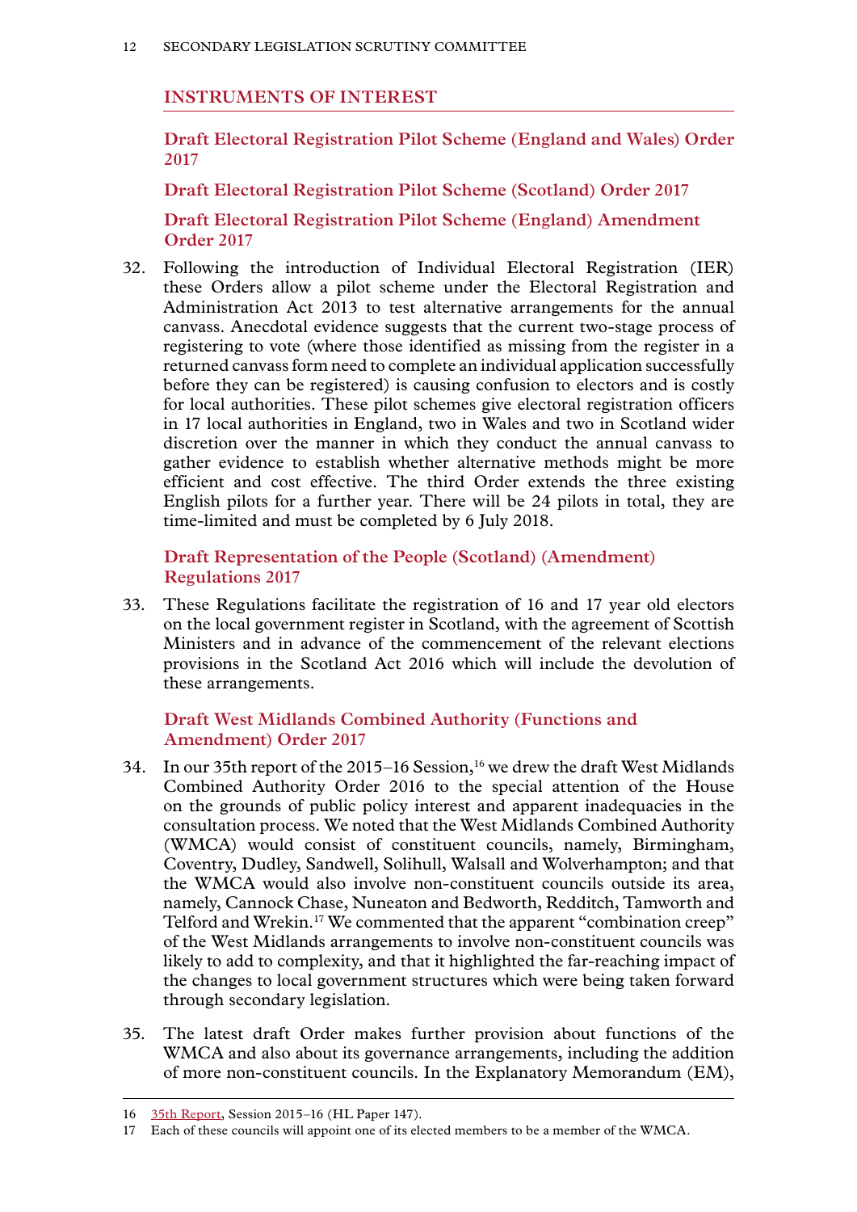## INSTRUMENTS OF INTEREST

### Draft Electoral Registration Pilot Scheme (England and Wales) Order 2017

### Draft Electoral Registration Pilot Scheme (Scotland) Order 2017

### Draft Electoral Registration Pilot Scheme (England) Amendment Order 2017

32. Following the introduction of Individual Electoral Registration (IER) these Orders allow a pilot scheme under the Electoral Registration and Administration Act 2013 to test alternative arrangements for the annual canvass. Anecdotal evidence suggests that the current two-stage process of registering to vote (where those identified as missing from the register in a returned canvass form need to complete an individual application successfully before they can be registered) is causing confusion to electors and is costly for local authorities. These pilot schemes give electoral registration officers in 17 local authorities in England, two in Wales and two in Scotland wider discretion over the manner in which they conduct the annual canvass to gather evidence to establish whether alternative methods might be more efficient and cost effective. The third Order extends the three existing English pilots for a further year. There will be 24 pilots in total, they are time-limited and must be completed by 6 July 2018.

### Draft Representation of the People (Scotland) (Amendment) Regulations 2017

33. These Regulations facilitate the registration of 16 and 17 year old electors on the local government register in Scotland, with the agreement of Scottish Ministers and in advance of the commencement of the relevant elections provisions in the Scotland Act 2016 which will include the devolution of these arrangements.

### Draft West Midlands Combined Authority (Functions and Amendment) Order 2017

34. In our 35th report of the 2015–16 Session,[16] we drew the draft West Midlands Combined Authority Order 2016 to the special attention of the House on the grounds of public policy interest and apparent inadequacies in the consultation process. We noted that the West Midlands Combined Authority (WMCA) would consist of constituent councils, namely, Birmingham, Coventry, Dudley, Sandwell, Solihull, Walsall and Wolverhampton; and that the WMCA would also involve non-constituent councils outside its area, namely, Cannock Chase, Nuneaton and Bedworth, Redditch, Tamworth and Telford and Wrekin.[17] We commented that the apparent "combination creep" of the West Midlands arrangements to involve non-constituent councils was likely to add to complexity, and that it highlighted the far-reaching impact of the changes to local government structures which were being taken forward through secondary legislation.

35. The latest draft Order makes further provision about functions of the WMCA and also about its governance arrangements, including the addition of more non-constituent councils. In the Explanatory Memorandum (EM),

16 35th Report, Session 2015–16 (HL Paper 147).

17 Each of these councils will appoint one of its elected members to be a member of the WMCA.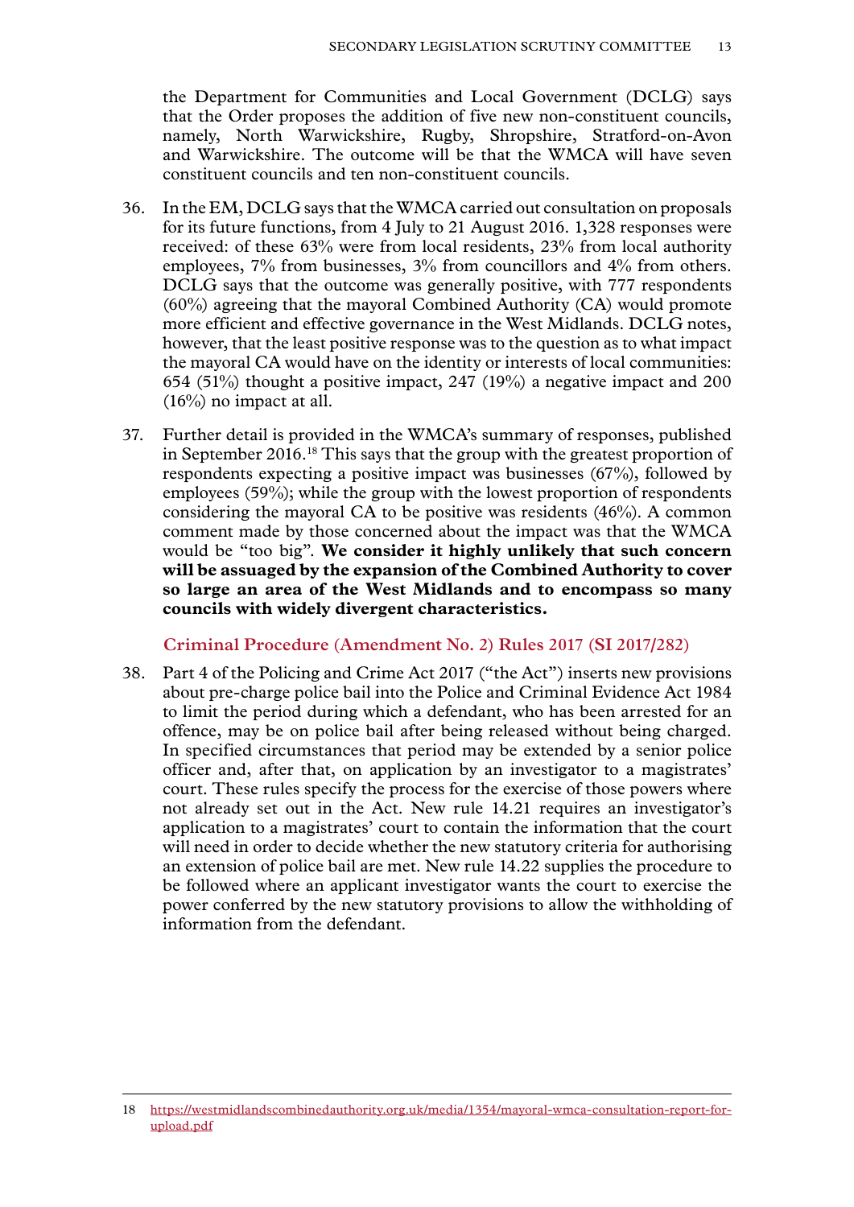the Department for Communities and Local Government (DCLG) says that the Order proposes the addition of five new non-constituent councils, namely, North Warwickshire, Rugby, Shropshire, Stratford-on-Avon and Warwickshire. The outcome will be that the WMCA will have seven constituent councils and ten non-constituent councils.

36. In the EM, DCLG says that the WMCA carried out consultation on proposals for its future functions, from 4 July to 21 August 2016. 1,328 responses were received: of these 63% were from local residents, 23% from local authority employees, 7% from businesses, 3% from councillors and 4% from others. DCLG says that the outcome was generally positive, with 777 respondents (60%) agreeing that the mayoral Combined Authority (CA) would promote more efficient and effective governance in the West Midlands. DCLG notes, however, that the least positive response was to the question as to what impact the mayoral CA would have on the identity or interests of local communities: 654 (51%) thought a positive impact, 247 (19%) a negative impact and 200 (16%) no impact at all.

37. Further detail is provided in the WMCA's summary of responses, published in September 2016.[18] This says that the group with the greatest proportion of respondents expecting a positive impact was businesses (67%), followed by employees (59%); while the group with the lowest proportion of respondents considering the mayoral CA to be positive was residents (46%). A common comment made by those concerned about the impact was that the WMCA would be "too big". **We consider it highly unlikely that such concern will be assuaged by the expansion of the Combined Authority to cover so large an area of the West Midlands and to encompass so many councils with widely divergent characteristics.**

### Criminal Procedure (Amendment No. 2) Rules 2017 (SI 2017/282)

38. Part 4 of the Policing and Crime Act 2017 ("the Act") inserts new provisions about pre-charge police bail into the Police and Criminal Evidence Act 1984 to limit the period during which a defendant, who has been arrested for an offence, may be on police bail after being released without being charged. In specified circumstances that period may be extended by a senior police officer and, after that, on application by an investigator to a magistrates' court. These rules specify the process for the exercise of those powers where not already set out in the Act. New rule 14.21 requires an investigator's application to a magistrates' court to contain the information that the court will need in order to decide whether the new statutory criteria for authorising an extension of police bail are met. New rule 14.22 supplies the procedure to be followed where an applicant investigator wants the court to exercise the power conferred by the new statutory provisions to allow the withholding of information from the defendant.

---

18 https://westmidlandscombinedauthority.org.uk/media/1354/mayoral-wmca-consultation-report-for-upload.pdf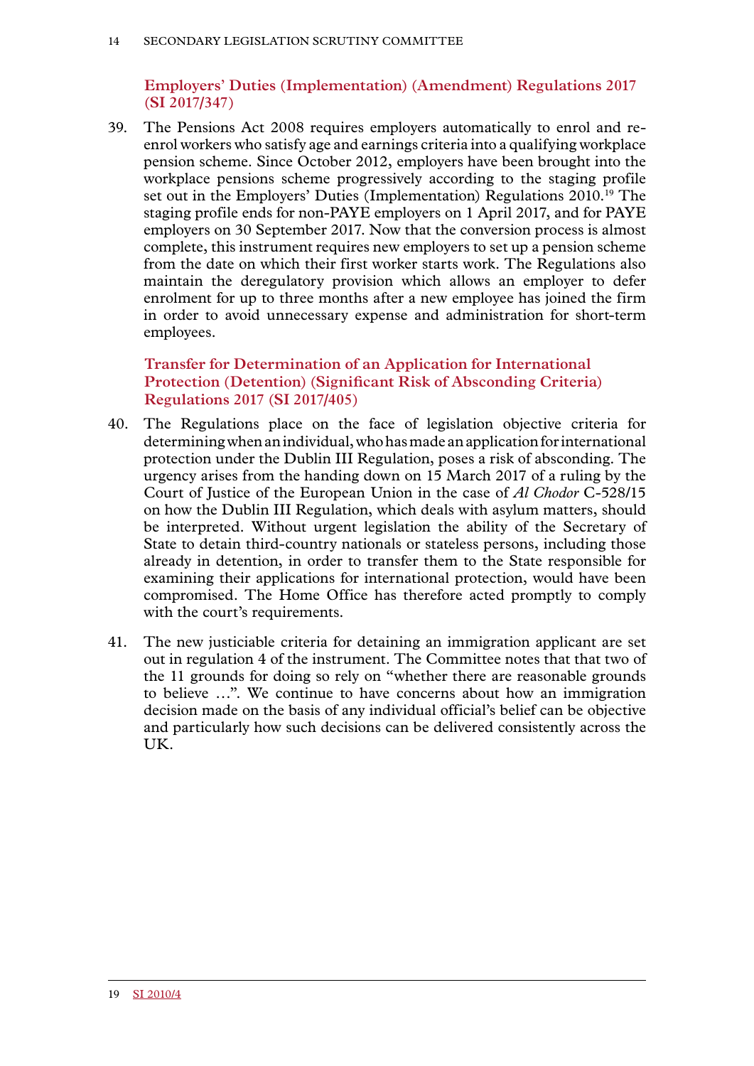### Employers' Duties (Implementation) (Amendment) Regulations 2017 (SI 2017/347)

39. The Pensions Act 2008 requires employers automatically to enrol and re-enrol workers who satisfy age and earnings criteria into a qualifying workplace pension scheme. Since October 2012, employers have been brought into the workplace pensions scheme progressively according to the staging profile set out in the Employers' Duties (Implementation) Regulations 2010.[19] The staging profile ends for non-PAYE employers on 1 April 2017, and for PAYE employers on 30 September 2017. Now that the conversion process is almost complete, this instrument requires new employers to set up a pension scheme from the date on which their first worker starts work. The Regulations also maintain the deregulatory provision which allows an employer to defer enrolment for up to three months after a new employee has joined the firm in order to avoid unnecessary expense and administration for short-term employees.

### Transfer for Determination of an Application for International Protection (Detention) (Significant Risk of Absconding Criteria) Regulations 2017 (SI 2017/405)

40. The Regulations place on the face of legislation objective criteria for determining when an individual, who has made an application for international protection under the Dublin III Regulation, poses a risk of absconding. The urgency arises from the handing down on 15 March 2017 of a ruling by the Court of Justice of the European Union in the case of *Al Chodor* C-528/15 on how the Dublin III Regulation, which deals with asylum matters, should be interpreted. Without urgent legislation the ability of the Secretary of State to detain third-country nationals or stateless persons, including those already in detention, in order to transfer them to the State responsible for examining their applications for international protection, would have been compromised. The Home Office has therefore acted promptly to comply with the court's requirements.

41. The new justiciable criteria for detaining an immigration applicant are set out in regulation 4 of the instrument. The Committee notes that that two of the 11 grounds for doing so rely on "whether there are reasonable grounds to believe …". We continue to have concerns about how an immigration decision made on the basis of any individual official's belief can be objective and particularly how such decisions can be delivered consistently across the UK.

---

19 SI 2010/4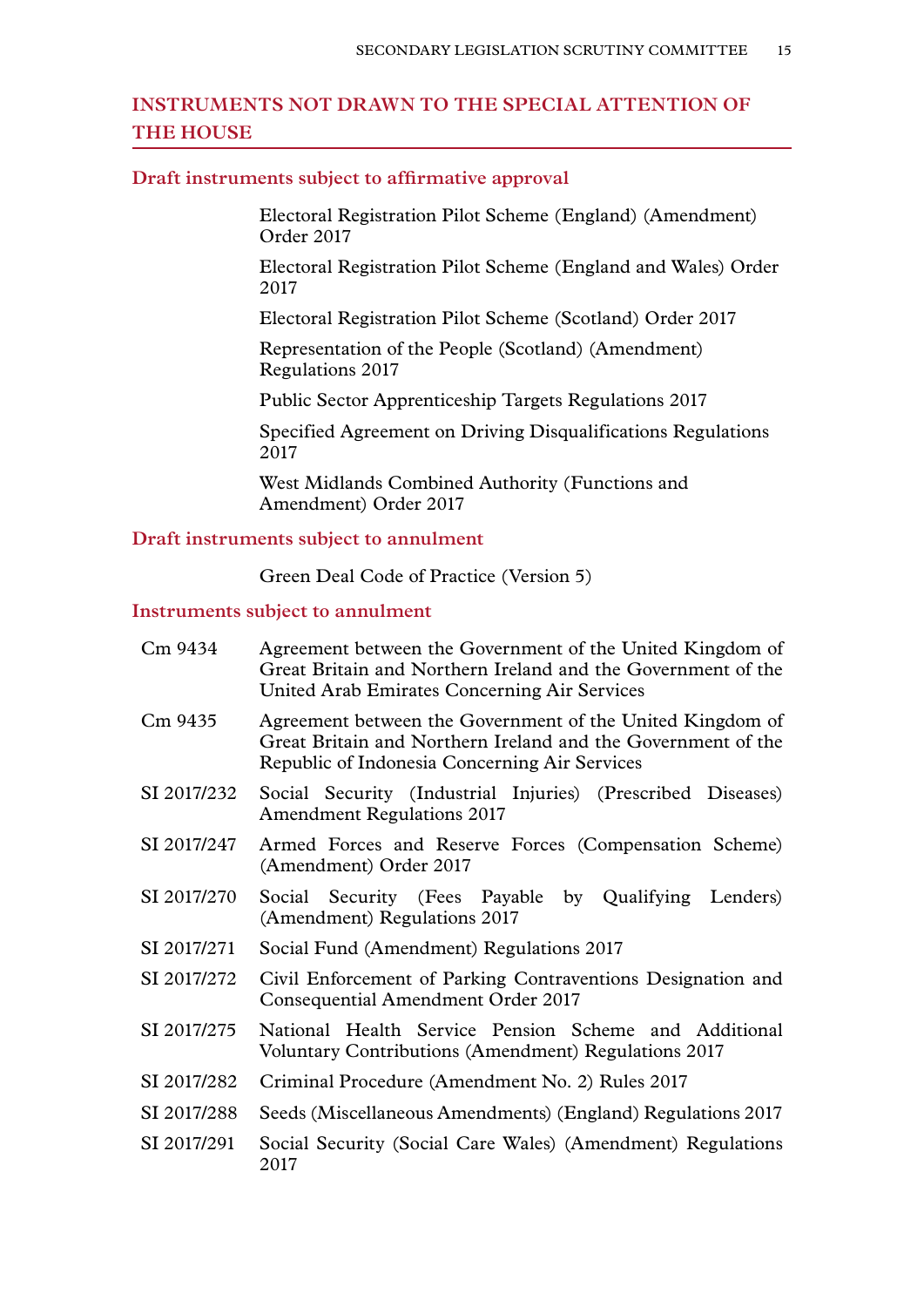## INSTRUMENTS NOT DRAWN TO THE SPECIAL ATTENTION OF THE HOUSE

### Draft instruments subject to affirmative approval

Electoral Registration Pilot Scheme (England) (Amendment) Order 2017

Electoral Registration Pilot Scheme (England and Wales) Order 2017

Electoral Registration Pilot Scheme (Scotland) Order 2017

Representation of the People (Scotland) (Amendment) Regulations 2017

Public Sector Apprenticeship Targets Regulations 2017

Specified Agreement on Driving Disqualifications Regulations 2017

West Midlands Combined Authority (Functions and Amendment) Order 2017

### Draft instruments subject to annulment

Green Deal Code of Practice (Version 5)

### Instruments subject to annulment

| | |
|---|---|
| Cm 9434 | Agreement between the Government of the United Kingdom of Great Britain and Northern Ireland and the Government of the United Arab Emirates Concerning Air Services |
| Cm 9435 | Agreement between the Government of the United Kingdom of Great Britain and Northern Ireland and the Government of the Republic of Indonesia Concerning Air Services |
| SI 2017/232 | Social Security (Industrial Injuries) (Prescribed Diseases) Amendment Regulations 2017 |
| SI 2017/247 | Armed Forces and Reserve Forces (Compensation Scheme) (Amendment) Order 2017 |
| SI 2017/270 | Social Security (Fees Payable by Qualifying Lenders) (Amendment) Regulations 2017 |
| SI 2017/271 | Social Fund (Amendment) Regulations 2017 |
| SI 2017/272 | Civil Enforcement of Parking Contraventions Designation and Consequential Amendment Order 2017 |
| SI 2017/275 | National Health Service Pension Scheme and Additional Voluntary Contributions (Amendment) Regulations 2017 |
| SI 2017/282 | Criminal Procedure (Amendment No. 2) Rules 2017 |
| SI 2017/288 | Seeds (Miscellaneous Amendments) (England) Regulations 2017 |
| SI 2017/291 | Social Security (Social Care Wales) (Amendment) Regulations 2017 |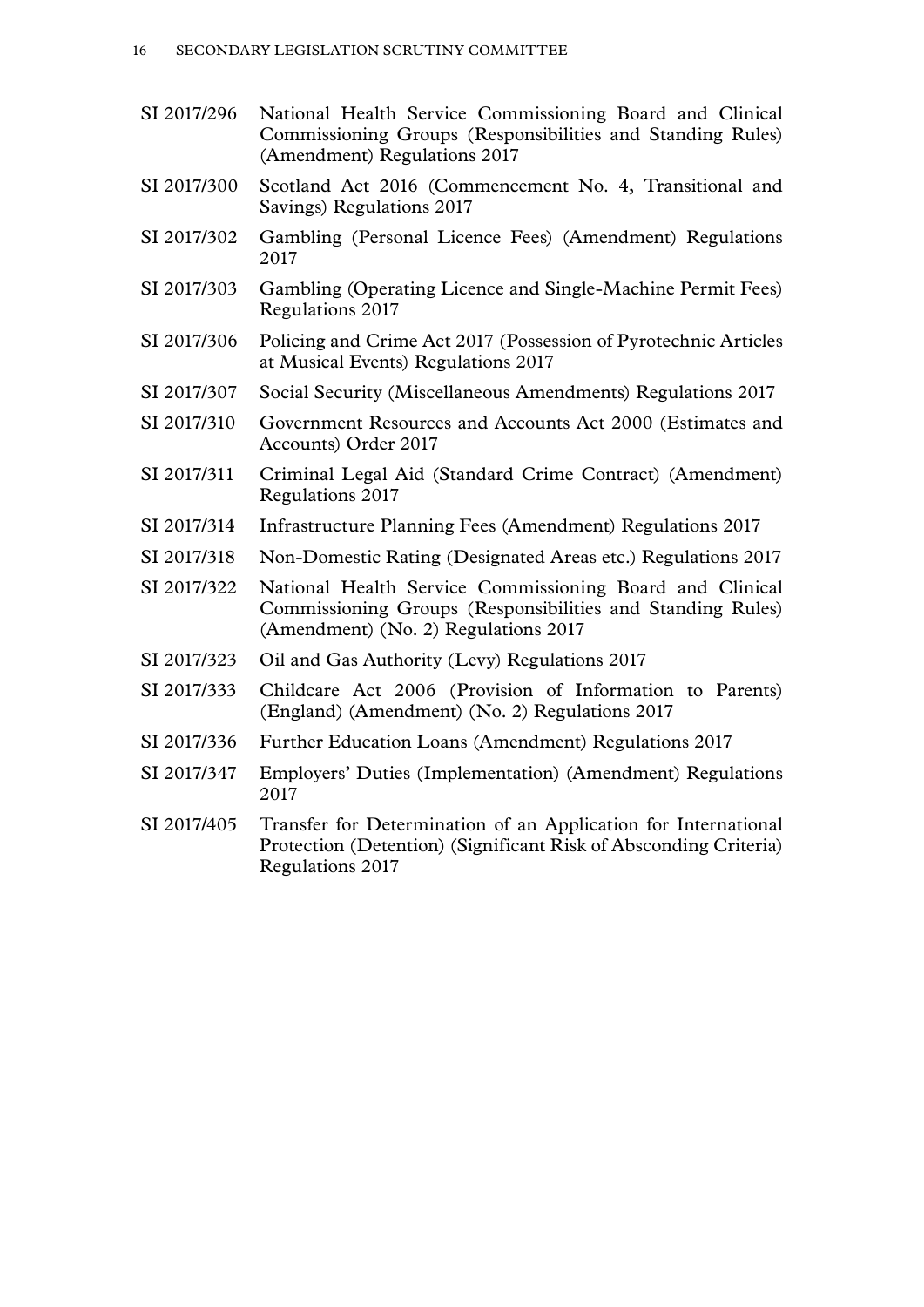| | |
|---|---|
| SI 2017/296 | National Health Service Commissioning Board and Clinical Commissioning Groups (Responsibilities and Standing Rules) (Amendment) Regulations 2017 |
| SI 2017/300 | Scotland Act 2016 (Commencement No. 4, Transitional and Savings) Regulations 2017 |
| SI 2017/302 | Gambling (Personal Licence Fees) (Amendment) Regulations 2017 |
| SI 2017/303 | Gambling (Operating Licence and Single-Machine Permit Fees) Regulations 2017 |
| SI 2017/306 | Policing and Crime Act 2017 (Possession of Pyrotechnic Articles at Musical Events) Regulations 2017 |
| SI 2017/307 | Social Security (Miscellaneous Amendments) Regulations 2017 |
| SI 2017/310 | Government Resources and Accounts Act 2000 (Estimates and Accounts) Order 2017 |
| SI 2017/311 | Criminal Legal Aid (Standard Crime Contract) (Amendment) Regulations 2017 |
| SI 2017/314 | Infrastructure Planning Fees (Amendment) Regulations 2017 |
| SI 2017/318 | Non-Domestic Rating (Designated Areas etc.) Regulations 2017 |
| SI 2017/322 | National Health Service Commissioning Board and Clinical Commissioning Groups (Responsibilities and Standing Rules) (Amendment) (No. 2) Regulations 2017 |
| SI 2017/323 | Oil and Gas Authority (Levy) Regulations 2017 |
| SI 2017/333 | Childcare Act 2006 (Provision of Information to Parents) (England) (Amendment) (No. 2) Regulations 2017 |
| SI 2017/336 | Further Education Loans (Amendment) Regulations 2017 |
| SI 2017/347 | Employers' Duties (Implementation) (Amendment) Regulations 2017 |
| SI 2017/405 | Transfer for Determination of an Application for International Protection (Detention) (Significant Risk of Absconding Criteria) Regulations 2017 |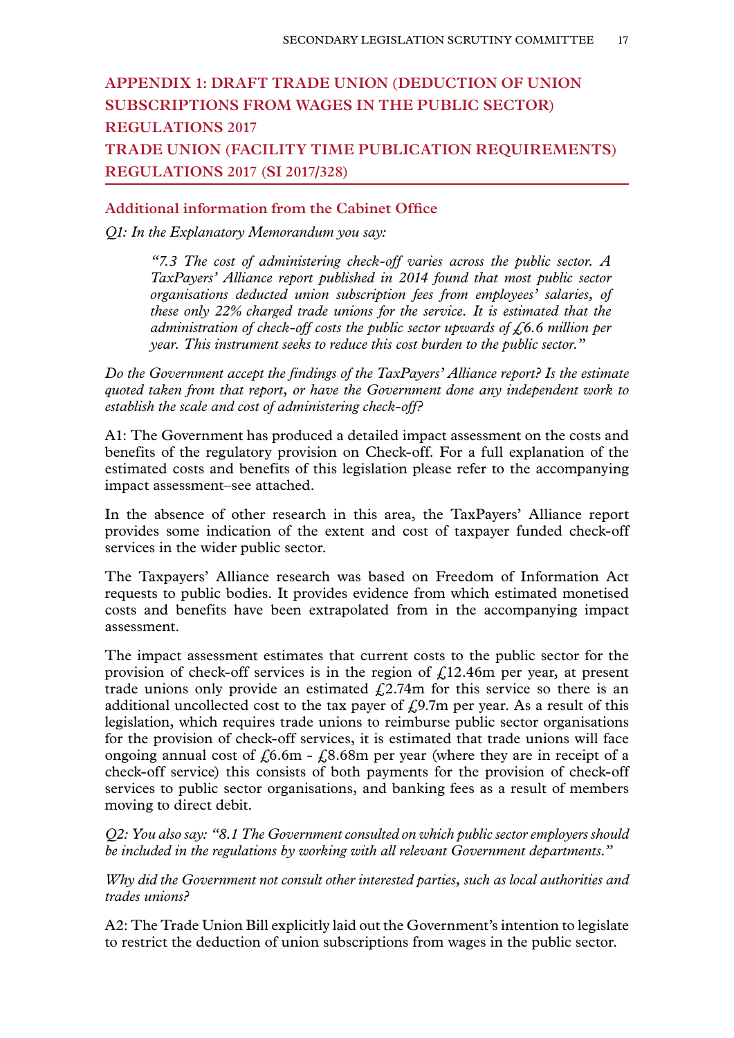## APPENDIX 1: DRAFT TRADE UNION (DEDUCTION OF UNION SUBSCRIPTIONS FROM WAGES IN THE PUBLIC SECTOR) REGULATIONS 2017 TRADE UNION (FACILITY TIME PUBLICATION REQUIREMENTS) REGULATIONS 2017 (SI 2017/328)

### Additional information from the Cabinet Office

*Q1: In the Explanatory Memorandum you say:*

> *"7.3 The cost of administering check-off varies across the public sector. A TaxPayers' Alliance report published in 2014 found that most public sector organisations deducted union subscription fees from employees' salaries, of these only 22% charged trade unions for the service. It is estimated that the administration of check-off costs the public sector upwards of £6.6 million per year. This instrument seeks to reduce this cost burden to the public sector."*

*Do the Government accept the findings of the TaxPayers' Alliance report? Is the estimate quoted taken from that report, or have the Government done any independent work to establish the scale and cost of administering check-off?*

A1: The Government has produced a detailed impact assessment on the costs and benefits of the regulatory provision on Check-off. For a full explanation of the estimated costs and benefits of this legislation please refer to the accompanying impact assessment–see attached.

In the absence of other research in this area, the TaxPayers' Alliance report provides some indication of the extent and cost of taxpayer funded check-off services in the wider public sector.

The Taxpayers' Alliance research was based on Freedom of Information Act requests to public bodies. It provides evidence from which estimated monetised costs and benefits have been extrapolated from in the accompanying impact assessment.

The impact assessment estimates that current costs to the public sector for the provision of check-off services is in the region of £12.46m per year, at present trade unions only provide an estimated £2.74m for this service so there is an additional uncollected cost to the tax payer of £9.7m per year. As a result of this legislation, which requires trade unions to reimburse public sector organisations for the provision of check-off services, it is estimated that trade unions will face ongoing annual cost of £6.6m - £8.68m per year (where they are in receipt of a check-off service) this consists of both payments for the provision of check-off services to public sector organisations, and banking fees as a result of members moving to direct debit.

*Q2: You also say: "8.1 The Government consulted on which public sector employers should be included in the regulations by working with all relevant Government departments."*

*Why did the Government not consult other interested parties, such as local authorities and trades unions?*

A2: The Trade Union Bill explicitly laid out the Government's intention to legislate to restrict the deduction of union subscriptions from wages in the public sector.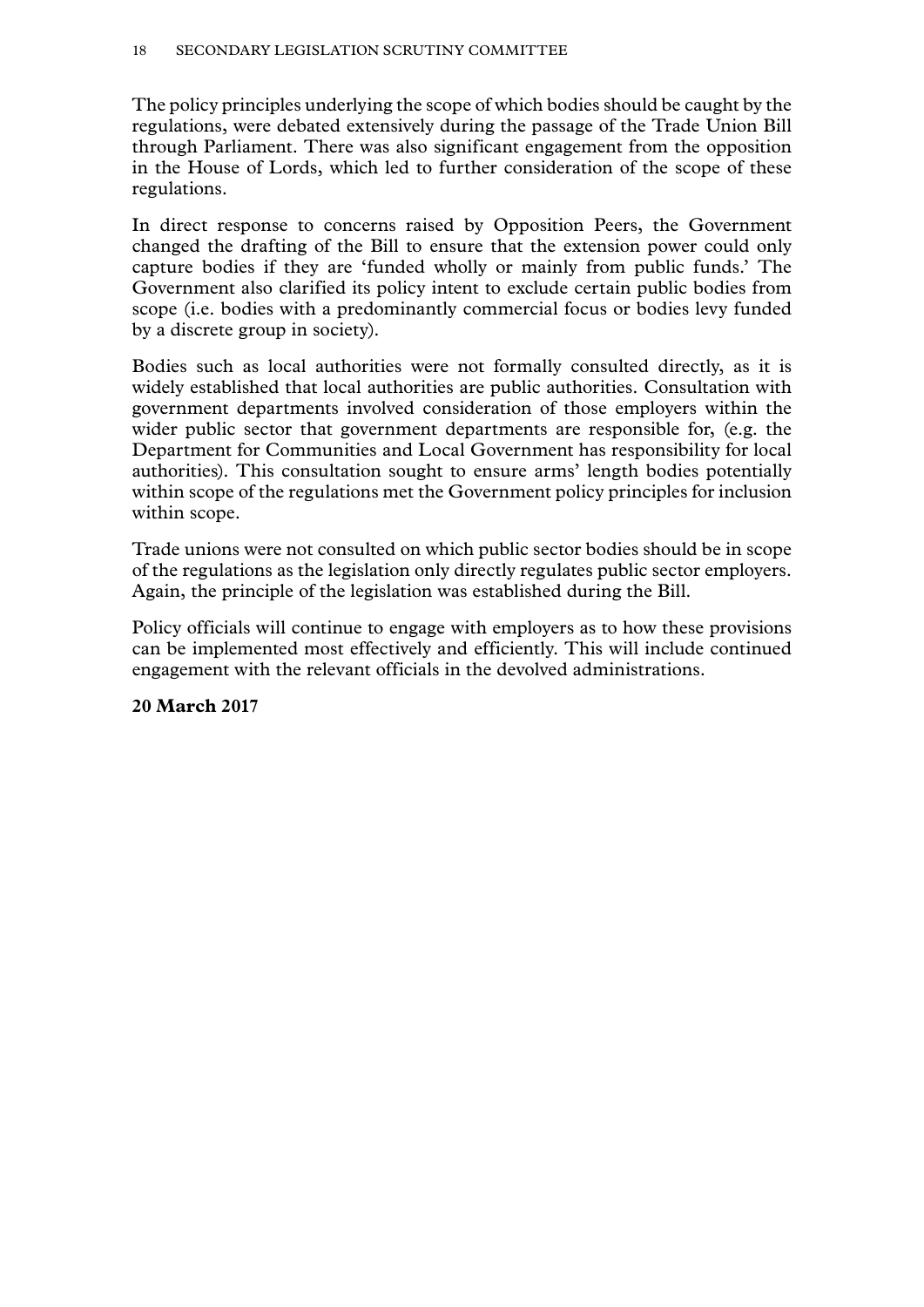The policy principles underlying the scope of which bodies should be caught by the regulations, were debated extensively during the passage of the Trade Union Bill through Parliament. There was also significant engagement from the opposition in the House of Lords, which led to further consideration of the scope of these regulations.

In direct response to concerns raised by Opposition Peers, the Government changed the drafting of the Bill to ensure that the extension power could only capture bodies if they are 'funded wholly or mainly from public funds.' The Government also clarified its policy intent to exclude certain public bodies from scope (i.e. bodies with a predominantly commercial focus or bodies levy funded by a discrete group in society).

Bodies such as local authorities were not formally consulted directly, as it is widely established that local authorities are public authorities. Consultation with government departments involved consideration of those employers within the wider public sector that government departments are responsible for, (e.g. the Department for Communities and Local Government has responsibility for local authorities). This consultation sought to ensure arms' length bodies potentially within scope of the regulations met the Government policy principles for inclusion within scope.

Trade unions were not consulted on which public sector bodies should be in scope of the regulations as the legislation only directly regulates public sector employers. Again, the principle of the legislation was established during the Bill.

Policy officials will continue to engage with employers as to how these provisions can be implemented most effectively and efficiently. This will include continued engagement with the relevant officials in the devolved administrations.

**20 March 2017**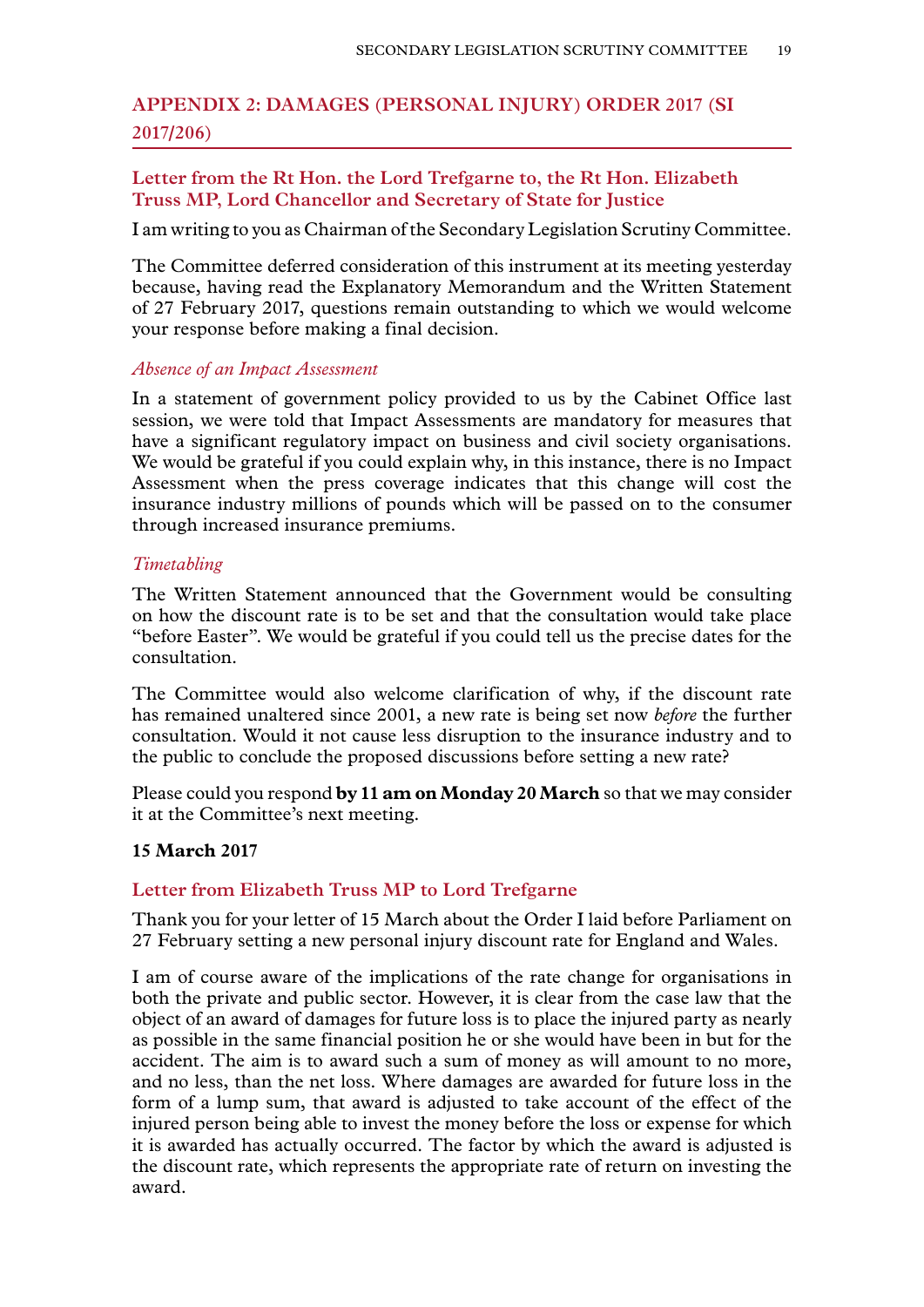## APPENDIX 2: DAMAGES (PERSONAL INJURY) ORDER 2017 (SI 2017/206)

### Letter from the Rt Hon. the Lord Trefgarne to, the Rt Hon. Elizabeth Truss MP, Lord Chancellor and Secretary of State for Justice

I am writing to you as Chairman of the Secondary Legislation Scrutiny Committee.

The Committee deferred consideration of this instrument at its meeting yesterday because, having read the Explanatory Memorandum and the Written Statement of 27 February 2017, questions remain outstanding to which we would welcome your response before making a final decision.

*Absence of an Impact Assessment*

In a statement of government policy provided to us by the Cabinet Office last session, we were told that Impact Assessments are mandatory for measures that have a significant regulatory impact on business and civil society organisations. We would be grateful if you could explain why, in this instance, there is no Impact Assessment when the press coverage indicates that this change will cost the insurance industry millions of pounds which will be passed on to the consumer through increased insurance premiums.

*Timetabling*

The Written Statement announced that the Government would be consulting on how the discount rate is to be set and that the consultation would take place "before Easter". We would be grateful if you could tell us the precise dates for the consultation.

The Committee would also welcome clarification of why, if the discount rate has remained unaltered since 2001, a new rate is being set now *before* the further consultation. Would it not cause less disruption to the insurance industry and to the public to conclude the proposed discussions before setting a new rate?

Please could you respond **by 11 am on Monday 20 March** so that we may consider it at the Committee's next meeting.

**15 March 2017**

### Letter from Elizabeth Truss MP to Lord Trefgarne

Thank you for your letter of 15 March about the Order I laid before Parliament on 27 February setting a new personal injury discount rate for England and Wales.

I am of course aware of the implications of the rate change for organisations in both the private and public sector. However, it is clear from the case law that the object of an award of damages for future loss is to place the injured party as nearly as possible in the same financial position he or she would have been in but for the accident. The aim is to award such a sum of money as will amount to no more, and no less, than the net loss. Where damages are awarded for future loss in the form of a lump sum, that award is adjusted to take account of the effect of the injured person being able to invest the money before the loss or expense for which it is awarded has actually occurred. The factor by which the award is adjusted is the discount rate, which represents the appropriate rate of return on investing the award.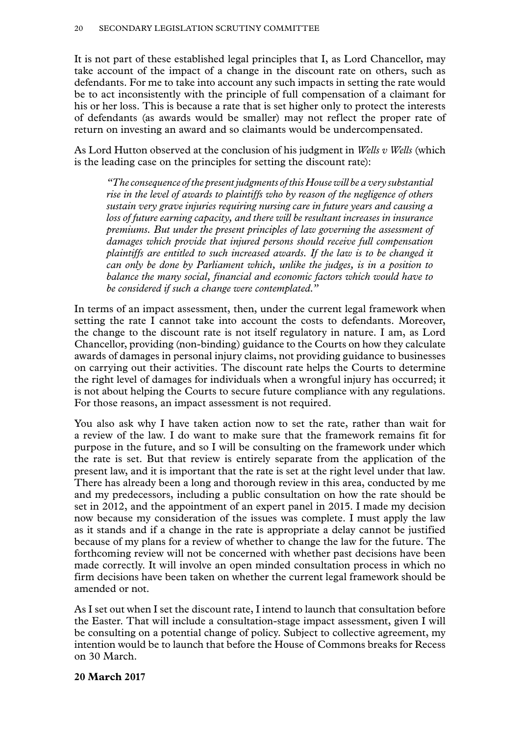It is not part of these established legal principles that I, as Lord Chancellor, may take account of the impact of a change in the discount rate on others, such as defendants. For me to take into account any such impacts in setting the rate would be to act inconsistently with the principle of full compensation of a claimant for his or her loss. This is because a rate that is set higher only to protect the interests of defendants (as awards would be smaller) may not reflect the proper rate of return on investing an award and so claimants would be undercompensated.

As Lord Hutton observed at the conclusion of his judgment in *Wells v Wells* (which is the leading case on the principles for setting the discount rate):

> *"The consequence of the present judgments of this House will be a very substantial rise in the level of awards to plaintiffs who by reason of the negligence of others sustain very grave injuries requiring nursing care in future years and causing a loss of future earning capacity, and there will be resultant increases in insurance premiums. But under the present principles of law governing the assessment of damages which provide that injured persons should receive full compensation plaintiffs are entitled to such increased awards. If the law is to be changed it can only be done by Parliament which, unlike the judges, is in a position to balance the many social, financial and economic factors which would have to be considered if such a change were contemplated."*

In terms of an impact assessment, then, under the current legal framework when setting the rate I cannot take into account the costs to defendants. Moreover, the change to the discount rate is not itself regulatory in nature. I am, as Lord Chancellor, providing (non-binding) guidance to the Courts on how they calculate awards of damages in personal injury claims, not providing guidance to businesses on carrying out their activities. The discount rate helps the Courts to determine the right level of damages for individuals when a wrongful injury has occurred; it is not about helping the Courts to secure future compliance with any regulations. For those reasons, an impact assessment is not required.

You also ask why I have taken action now to set the rate, rather than wait for a review of the law. I do want to make sure that the framework remains fit for purpose in the future, and so I will be consulting on the framework under which the rate is set. But that review is entirely separate from the application of the present law, and it is important that the rate is set at the right level under that law. There has already been a long and thorough review in this area, conducted by me and my predecessors, including a public consultation on how the rate should be set in 2012, and the appointment of an expert panel in 2015. I made my decision now because my consideration of the issues was complete. I must apply the law as it stands and if a change in the rate is appropriate a delay cannot be justified because of my plans for a review of whether to change the law for the future. The forthcoming review will not be concerned with whether past decisions have been made correctly. It will involve an open minded consultation process in which no firm decisions have been taken on whether the current legal framework should be amended or not.

As I set out when I set the discount rate, I intend to launch that consultation before the Easter. That will include a consultation-stage impact assessment, given I will be consulting on a potential change of policy. Subject to collective agreement, my intention would be to launch that before the House of Commons breaks for Recess on 30 March.

**20 March 2017**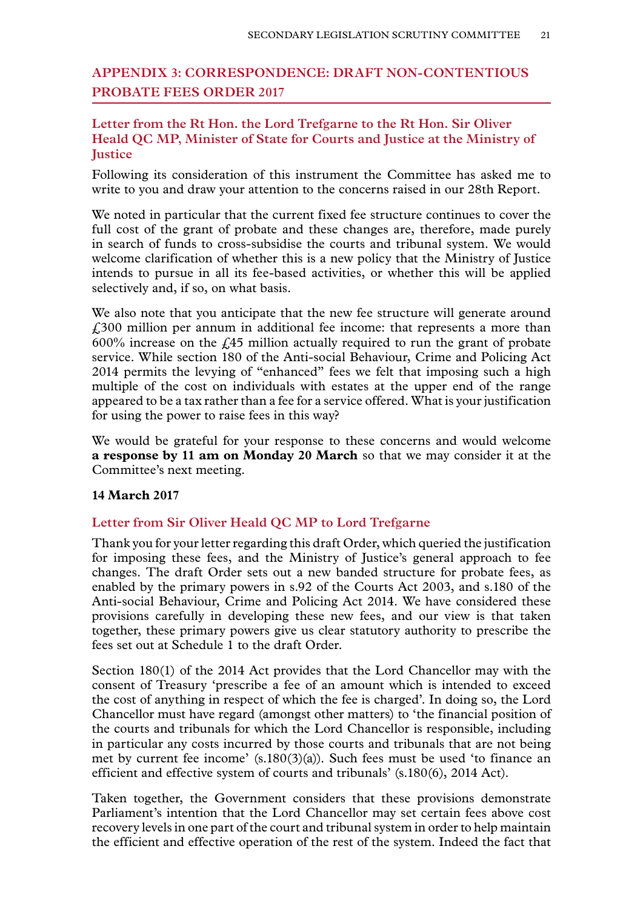## APPENDIX 3: CORRESPONDENCE: DRAFT NON-CONTENTIOUS PROBATE FEES ORDER 2017

### Letter from the Rt Hon. the Lord Trefgarne to the Rt Hon. Sir Oliver Heald QC MP, Minister of State for Courts and Justice at the Ministry of Justice

Following its consideration of this instrument the Committee has asked me to write to you and draw your attention to the concerns raised in our 28th Report.

We noted in particular that the current fixed fee structure continues to cover the full cost of the grant of probate and these changes are, therefore, made purely in search of funds to cross-subsidise the courts and tribunal system. We would welcome clarification of whether this is a new policy that the Ministry of Justice intends to pursue in all its fee-based activities, or whether this will be applied selectively and, if so, on what basis.

We also note that you anticipate that the new fee structure will generate around £300 million per annum in additional fee income: that represents a more than 600% increase on the £45 million actually required to run the grant of probate service. While section 180 of the Anti-social Behaviour, Crime and Policing Act 2014 permits the levying of "enhanced" fees we felt that imposing such a high multiple of the cost on individuals with estates at the upper end of the range appeared to be a tax rather than a fee for a service offered. What is your justification for using the power to raise fees in this way?

We would be grateful for your response to these concerns and would welcome **a response by 11 am on Monday 20 March** so that we may consider it at the Committee's next meeting.

**14 March 2017**

### Letter from Sir Oliver Heald QC MP to Lord Trefgarne

Thank you for your letter regarding this draft Order, which queried the justification for imposing these fees, and the Ministry of Justice's general approach to fee changes. The draft Order sets out a new banded structure for probate fees, as enabled by the primary powers in s.92 of the Courts Act 2003, and s.180 of the Anti-social Behaviour, Crime and Policing Act 2014. We have considered these provisions carefully in developing these new fees, and our view is that taken together, these primary powers give us clear statutory authority to prescribe the fees set out at Schedule 1 to the draft Order.

Section 180(1) of the 2014 Act provides that the Lord Chancellor may with the consent of Treasury 'prescribe a fee of an amount which is intended to exceed the cost of anything in respect of which the fee is charged'. In doing so, the Lord Chancellor must have regard (amongst other matters) to 'the financial position of the courts and tribunals for which the Lord Chancellor is responsible, including in particular any costs incurred by those courts and tribunals that are not being met by current fee income' (s.180(3)(a)). Such fees must be used 'to finance an efficient and effective system of courts and tribunals' (s.180(6), 2014 Act).

Taken together, the Government considers that these provisions demonstrate Parliament's intention that the Lord Chancellor may set certain fees above cost recovery levels in one part of the court and tribunal system in order to help maintain the efficient and effective operation of the rest of the system. Indeed the fact that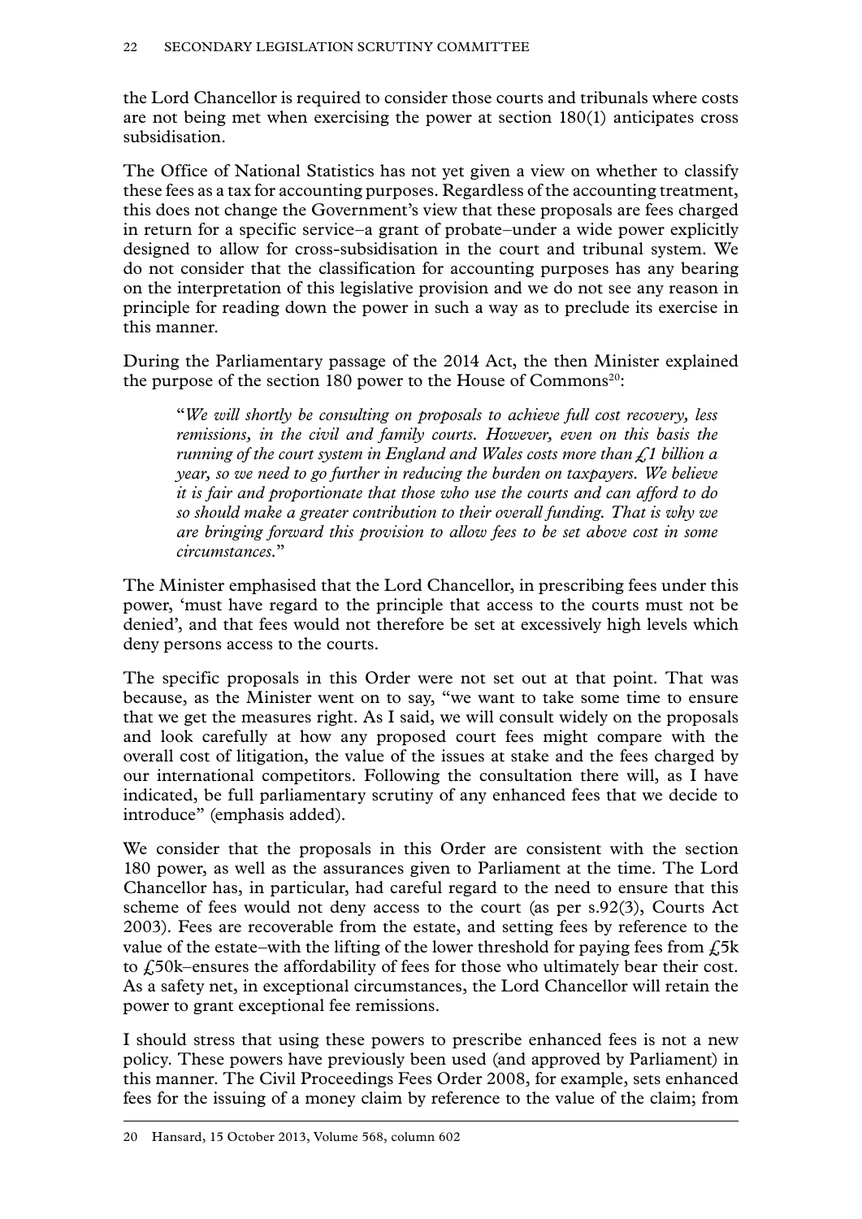the Lord Chancellor is required to consider those courts and tribunals where costs are not being met when exercising the power at section 180(1) anticipates cross subsidisation.

The Office of National Statistics has not yet given a view on whether to classify these fees as a tax for accounting purposes. Regardless of the accounting treatment, this does not change the Government's view that these proposals are fees charged in return for a specific service–a grant of probate–under a wide power explicitly designed to allow for cross-subsidisation in the court and tribunal system. We do not consider that the classification for accounting purposes has any bearing on the interpretation of this legislative provision and we do not see any reason in principle for reading down the power in such a way as to preclude its exercise in this manner.

During the Parliamentary passage of the 2014 Act, the then Minister explained the purpose of the section 180 power to the House of Commons[20]:

> "*We will shortly be consulting on proposals to achieve full cost recovery, less remissions, in the civil and family courts. However, even on this basis the running of the court system in England and Wales costs more than £1 billion a year, so we need to go further in reducing the burden on taxpayers. We believe it is fair and proportionate that those who use the courts and can afford to do so should make a greater contribution to their overall funding. That is why we are bringing forward this provision to allow fees to be set above cost in some circumstances.*"

The Minister emphasised that the Lord Chancellor, in prescribing fees under this power, 'must have regard to the principle that access to the courts must not be denied', and that fees would not therefore be set at excessively high levels which deny persons access to the courts.

The specific proposals in this Order were not set out at that point. That was because, as the Minister went on to say, "we want to take some time to ensure that we get the measures right. As I said, we will consult widely on the proposals and look carefully at how any proposed court fees might compare with the overall cost of litigation, the value of the issues at stake and the fees charged by our international competitors. Following the consultation there will, as I have indicated, be full parliamentary scrutiny of any enhanced fees that we decide to introduce" (emphasis added).

We consider that the proposals in this Order are consistent with the section 180 power, as well as the assurances given to Parliament at the time. The Lord Chancellor has, in particular, had careful regard to the need to ensure that this scheme of fees would not deny access to the court (as per s.92(3), Courts Act 2003). Fees are recoverable from the estate, and setting fees by reference to the value of the estate–with the lifting of the lower threshold for paying fees from £5k to £50k–ensures the affordability of fees for those who ultimately bear their cost. As a safety net, in exceptional circumstances, the Lord Chancellor will retain the power to grant exceptional fee remissions.

I should stress that using these powers to prescribe enhanced fees is not a new policy. These powers have previously been used (and approved by Parliament) in this manner. The Civil Proceedings Fees Order 2008, for example, sets enhanced fees for the issuing of a money claim by reference to the value of the claim; from

---

20 Hansard, 15 October 2013, Volume 568, column 602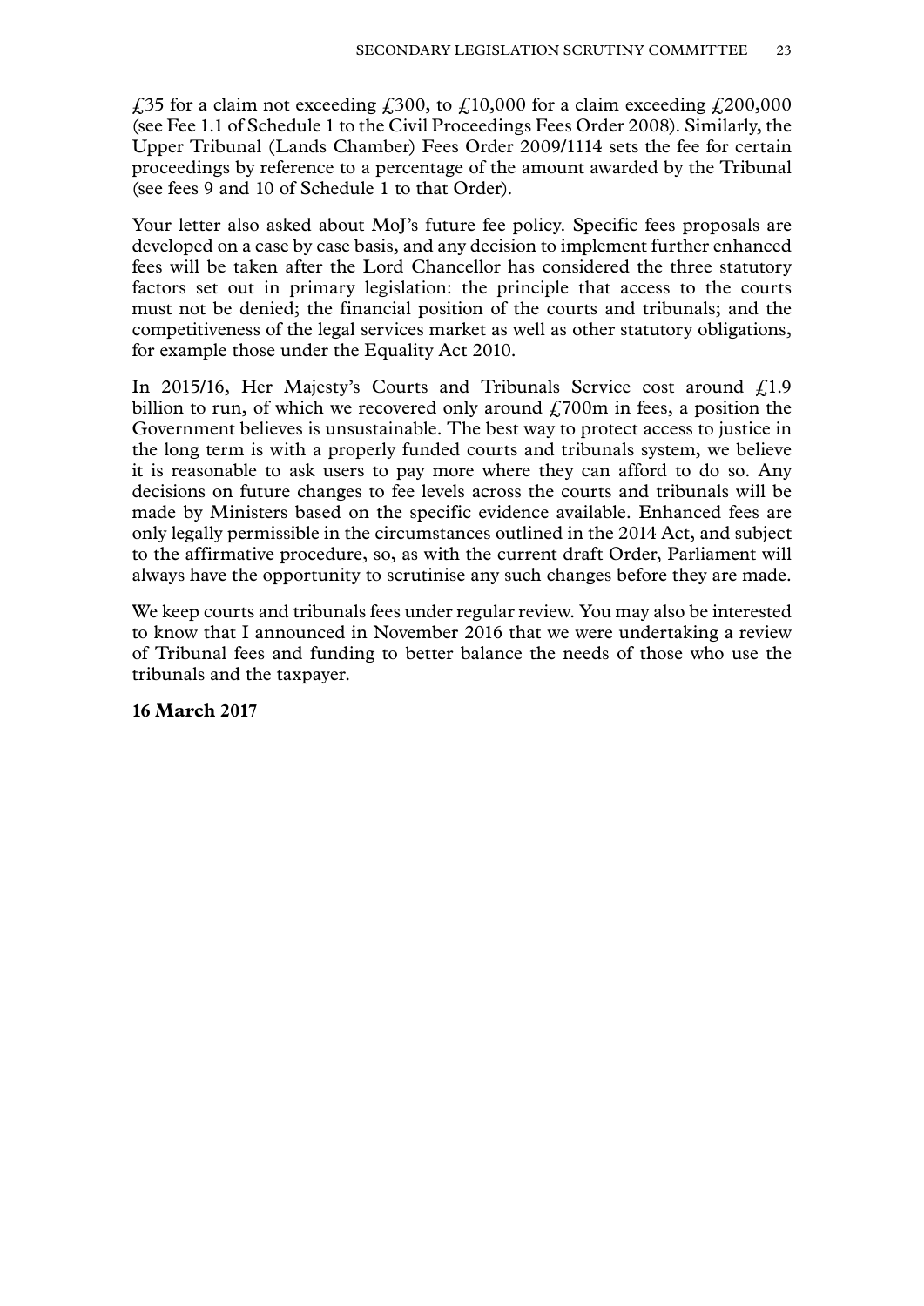£35 for a claim not exceeding £300, to £10,000 for a claim exceeding £200,000 (see Fee 1.1 of Schedule 1 to the Civil Proceedings Fees Order 2008). Similarly, the Upper Tribunal (Lands Chamber) Fees Order 2009/1114 sets the fee for certain proceedings by reference to a percentage of the amount awarded by the Tribunal (see fees 9 and 10 of Schedule 1 to that Order).

Your letter also asked about MoJ's future fee policy. Specific fees proposals are developed on a case by case basis, and any decision to implement further enhanced fees will be taken after the Lord Chancellor has considered the three statutory factors set out in primary legislation: the principle that access to the courts must not be denied; the financial position of the courts and tribunals; and the competitiveness of the legal services market as well as other statutory obligations, for example those under the Equality Act 2010.

In 2015/16, Her Majesty's Courts and Tribunals Service cost around £1.9 billion to run, of which we recovered only around £700m in fees, a position the Government believes is unsustainable. The best way to protect access to justice in the long term is with a properly funded courts and tribunals system, we believe it is reasonable to ask users to pay more where they can afford to do so. Any decisions on future changes to fee levels across the courts and tribunals will be made by Ministers based on the specific evidence available. Enhanced fees are only legally permissible in the circumstances outlined in the 2014 Act, and subject to the affirmative procedure, so, as with the current draft Order, Parliament will always have the opportunity to scrutinise any such changes before they are made.

We keep courts and tribunals fees under regular review. You may also be interested to know that I announced in November 2016 that we were undertaking a review of Tribunal fees and funding to better balance the needs of those who use the tribunals and the taxpayer.

**16 March 2017**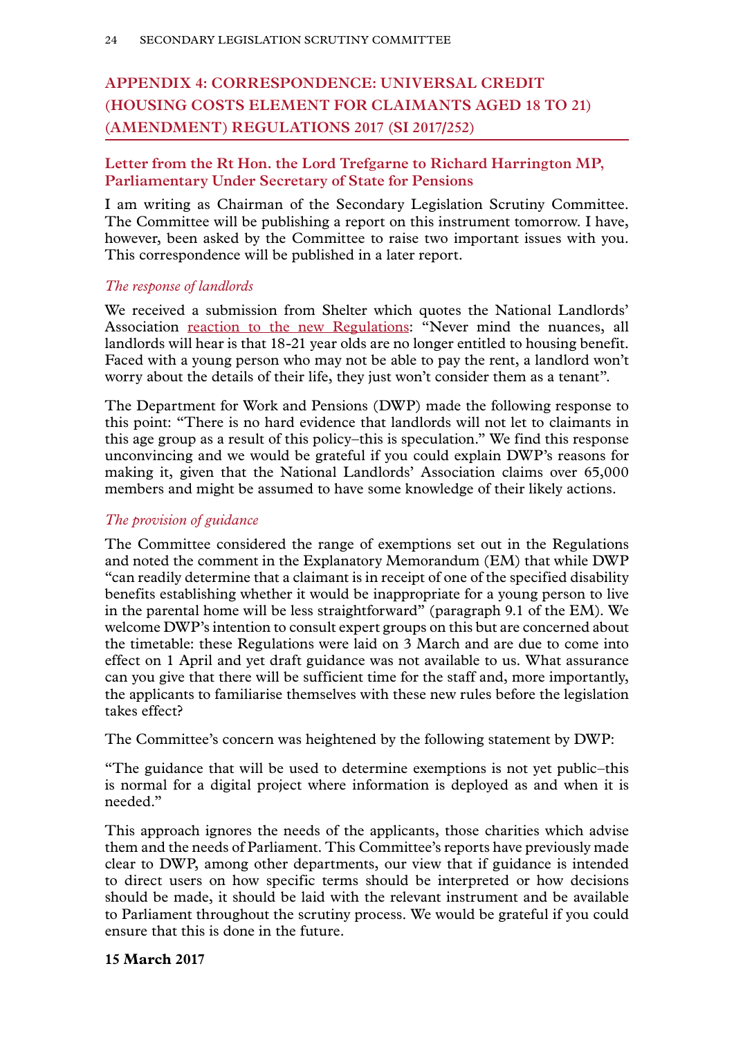## APPENDIX 4: CORRESPONDENCE: UNIVERSAL CREDIT (HOUSING COSTS ELEMENT FOR CLAIMANTS AGED 18 TO 21) (AMENDMENT) REGULATIONS 2017 (SI 2017/252)

### Letter from the Rt Hon. the Lord Trefgarne to Richard Harrington MP, Parliamentary Under Secretary of State for Pensions

I am writing as Chairman of the Secondary Legislation Scrutiny Committee. The Committee will be publishing a report on this instrument tomorrow. I have, however, been asked by the Committee to raise two important issues with you. This correspondence will be published in a later report.

*The response of landlords*

We received a submission from Shelter which quotes the National Landlords' Association reaction to the new Regulations: "Never mind the nuances, all landlords will hear is that 18-21 year olds are no longer entitled to housing benefit. Faced with a young person who may not be able to pay the rent, a landlord won't worry about the details of their life, they just won't consider them as a tenant".

The Department for Work and Pensions (DWP) made the following response to this point: "There is no hard evidence that landlords will not let to claimants in this age group as a result of this policy–this is speculation." We find this response unconvincing and we would be grateful if you could explain DWP's reasons for making it, given that the National Landlords' Association claims over 65,000 members and might be assumed to have some knowledge of their likely actions.

*The provision of guidance*

The Committee considered the range of exemptions set out in the Regulations and noted the comment in the Explanatory Memorandum (EM) that while DWP "can readily determine that a claimant is in receipt of one of the specified disability benefits establishing whether it would be inappropriate for a young person to live in the parental home will be less straightforward" (paragraph 9.1 of the EM). We welcome DWP's intention to consult expert groups on this but are concerned about the timetable: these Regulations were laid on 3 March and are due to come into effect on 1 April and yet draft guidance was not available to us. What assurance can you give that there will be sufficient time for the staff and, more importantly, the applicants to familiarise themselves with these new rules before the legislation takes effect?

The Committee's concern was heightened by the following statement by DWP:

"The guidance that will be used to determine exemptions is not yet public–this is normal for a digital project where information is deployed as and when it is needed."

This approach ignores the needs of the applicants, those charities which advise them and the needs of Parliament. This Committee's reports have previously made clear to DWP, among other departments, our view that if guidance is intended to direct users on how specific terms should be interpreted or how decisions should be made, it should be laid with the relevant instrument and be available to Parliament throughout the scrutiny process. We would be grateful if you could ensure that this is done in the future.

**15 March 2017**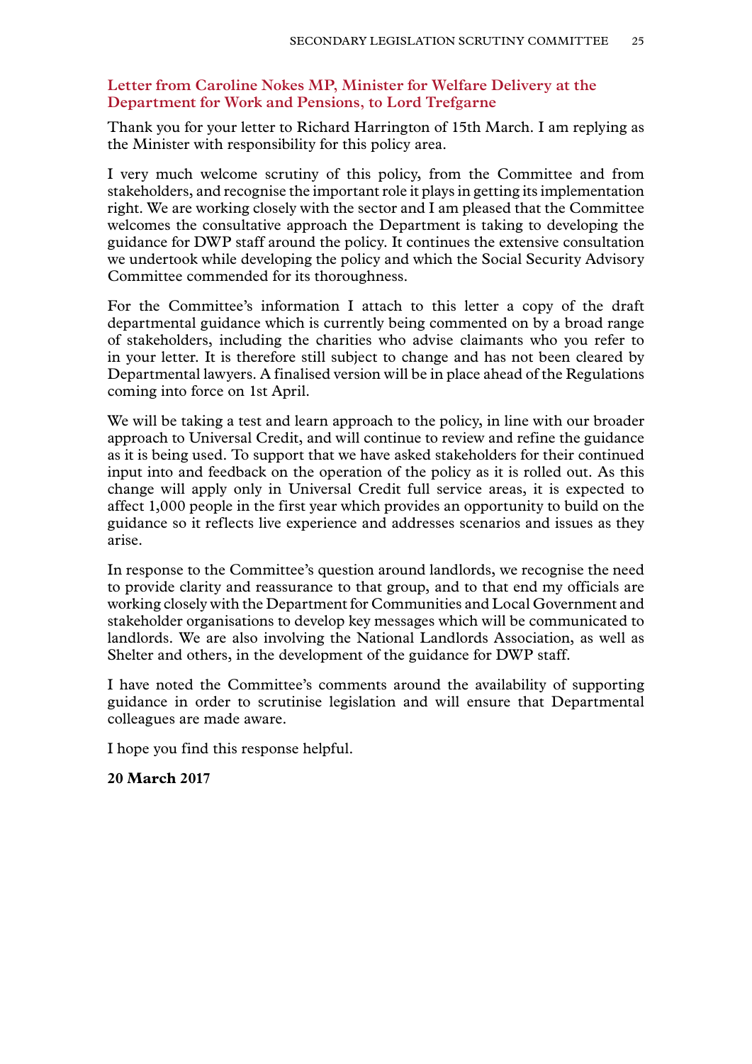## Letter from Caroline Nokes MP, Minister for Welfare Delivery at the Department for Work and Pensions, to Lord Trefgarne

Thank you for your letter to Richard Harrington of 15th March. I am replying as the Minister with responsibility for this policy area.

I very much welcome scrutiny of this policy, from the Committee and from stakeholders, and recognise the important role it plays in getting its implementation right. We are working closely with the sector and I am pleased that the Committee welcomes the consultative approach the Department is taking to developing the guidance for DWP staff around the policy. It continues the extensive consultation we undertook while developing the policy and which the Social Security Advisory Committee commended for its thoroughness.

For the Committee's information I attach to this letter a copy of the draft departmental guidance which is currently being commented on by a broad range of stakeholders, including the charities who advise claimants who you refer to in your letter. It is therefore still subject to change and has not been cleared by Departmental lawyers. A finalised version will be in place ahead of the Regulations coming into force on 1st April.

We will be taking a test and learn approach to the policy, in line with our broader approach to Universal Credit, and will continue to review and refine the guidance as it is being used. To support that we have asked stakeholders for their continued input into and feedback on the operation of the policy as it is rolled out. As this change will apply only in Universal Credit full service areas, it is expected to affect 1,000 people in the first year which provides an opportunity to build on the guidance so it reflects live experience and addresses scenarios and issues as they arise.

In response to the Committee's question around landlords, we recognise the need to provide clarity and reassurance to that group, and to that end my officials are working closely with the Department for Communities and Local Government and stakeholder organisations to develop key messages which will be communicated to landlords. We are also involving the National Landlords Association, as well as Shelter and others, in the development of the guidance for DWP staff.

I have noted the Committee's comments around the availability of supporting guidance in order to scrutinise legislation and will ensure that Departmental colleagues are made aware.

I hope you find this response helpful.

**20 March 2017**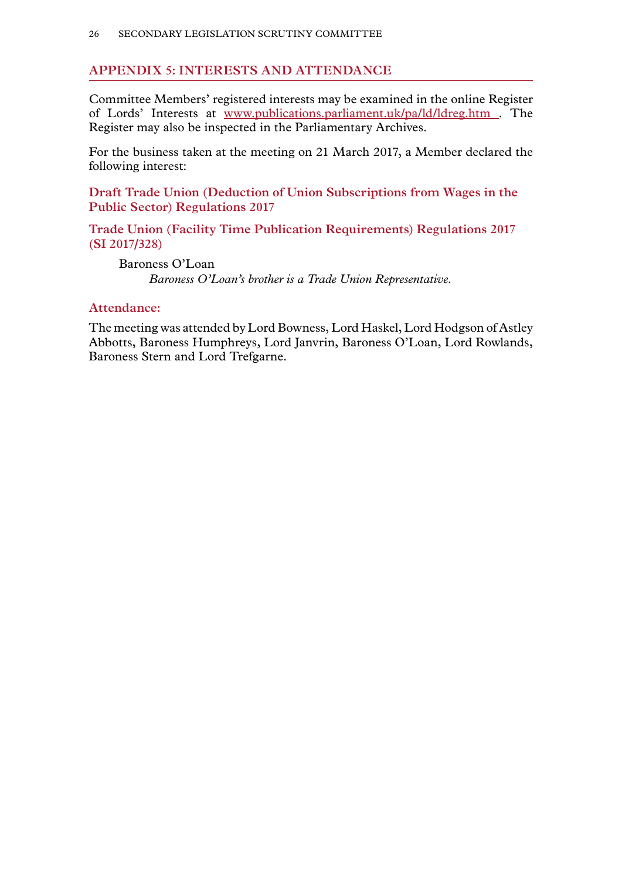## APPENDIX 5: INTERESTS AND ATTENDANCE

Committee Members' registered interests may be examined in the online Register of Lords' Interests at www.publications.parliament.uk/pa/ld/ldreg.htm. The Register may also be inspected in the Parliamentary Archives.

For the business taken at the meeting on 21 March 2017, a Member declared the following interest:

### Draft Trade Union (Deduction of Union Subscriptions from Wages in the Public Sector) Regulations 2017

### Trade Union (Facility Time Publication Requirements) Regulations 2017 (SI 2017/328)

Baroness O'Loan

*Baroness O'Loan's brother is a Trade Union Representative.*

### Attendance:

The meeting was attended by Lord Bowness, Lord Haskel, Lord Hodgson of Astley Abbotts, Baroness Humphreys, Lord Janvrin, Baroness O'Loan, Lord Rowlands, Baroness Stern and Lord Trefgarne.